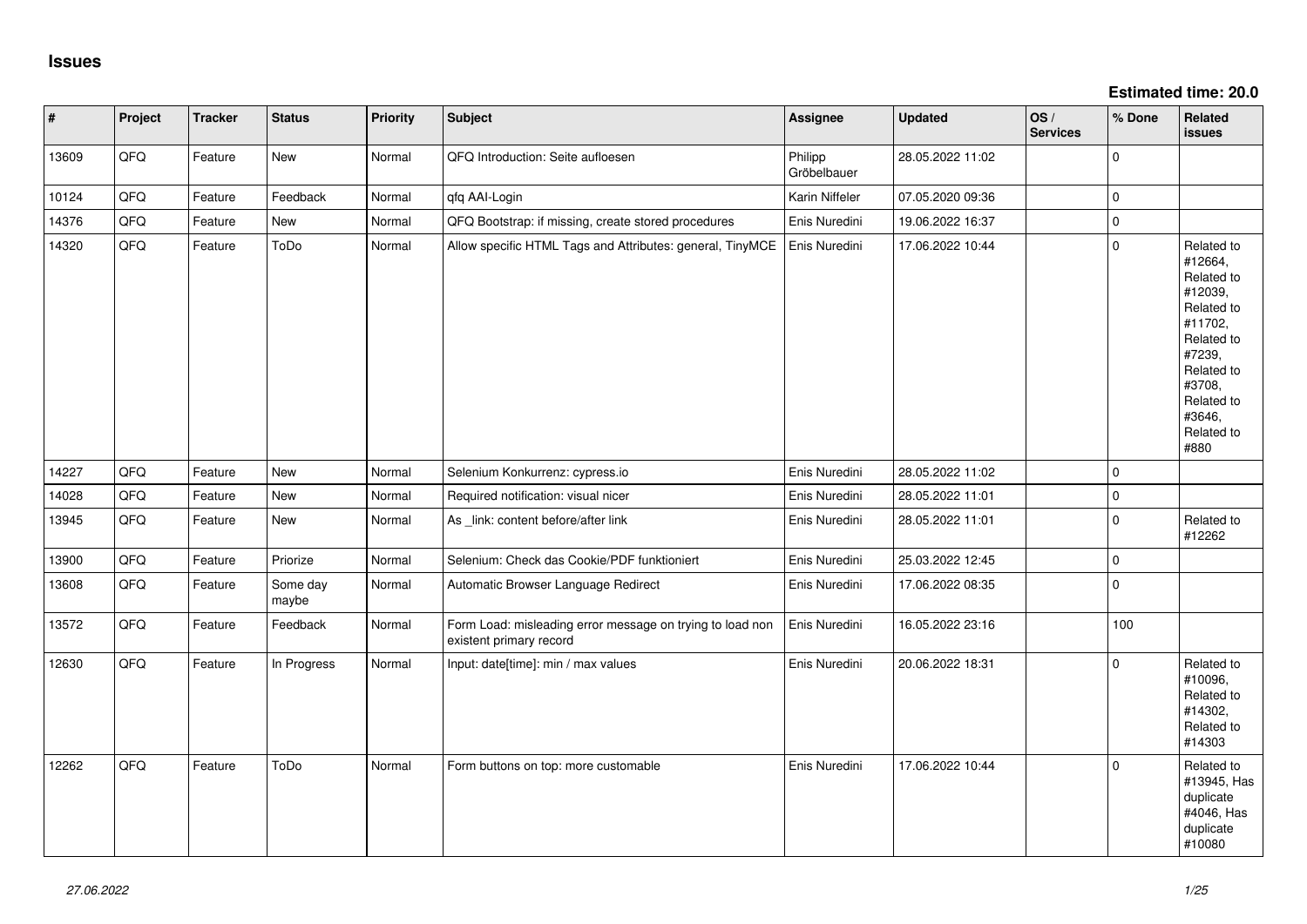# Issues

**Estimated time: 20.0**

| # | Project | Tracker | Status | Priority | Subject | Assignee | Updated | OS / Services | % Done | Related issues |
|---|---|---|---|---|---|---|---|---|---|---|
| 13609 | QFQ | Feature | New | Normal | QFQ Introduction: Seite aufloesen | Philipp Gröbelbauer | 28.05.2022 11:02 | | 0 | |
| 10124 | QFQ | Feature | Feedback | Normal | qfq AAI-Login | Karin Niffeler | 07.05.2020 09:36 | | 0 | |
| 14376 | QFQ | Feature | New | Normal | QFQ Bootstrap: if missing, create stored procedures | Enis Nuredini | 19.06.2022 16:37 | | 0 | |
| 14320 | QFQ | Feature | ToDo | Normal | Allow specific HTML Tags and Attributes: general, TinyMCE | Enis Nuredini | 17.06.2022 10:44 | | 0 | Related to #12664, Related to #12039, Related to #11702, Related to #7239, Related to #3708, Related to #3646, Related to #880 |
| 14227 | QFQ | Feature | New | Normal | Selenium Konkurrenz: cypress.io | Enis Nuredini | 28.05.2022 11:02 | | 0 | |
| 14028 | QFQ | Feature | New | Normal | Required notification: visual nicer | Enis Nuredini | 28.05.2022 11:01 | | 0 | |
| 13945 | QFQ | Feature | New | Normal | As _link: content before/after link | Enis Nuredini | 28.05.2022 11:01 | | 0 | Related to #12262 |
| 13900 | QFQ | Feature | Priorize | Normal | Selenium: Check das Cookie/PDF funktioniert | Enis Nuredini | 25.03.2022 12:45 | | 0 | |
| 13608 | QFQ | Feature | Some day maybe | Normal | Automatic Browser Language Redirect | Enis Nuredini | 17.06.2022 08:35 | | 0 | |
| 13572 | QFQ | Feature | Feedback | Normal | Form Load: misleading error message on trying to load non existent primary record | Enis Nuredini | 16.05.2022 23:16 | | 100 | |
| 12630 | QFQ | Feature | In Progress | Normal | Input: date[time]: min / max values | Enis Nuredini | 20.06.2022 18:31 | | 0 | Related to #10096, Related to #14302, Related to #14303 |
| 12262 | QFQ | Feature | ToDo | Normal | Form buttons on top: more customable | Enis Nuredini | 17.06.2022 10:44 | | 0 | Related to #13945, Has duplicate #4046, Has duplicate #10080 |

*27.06.2022*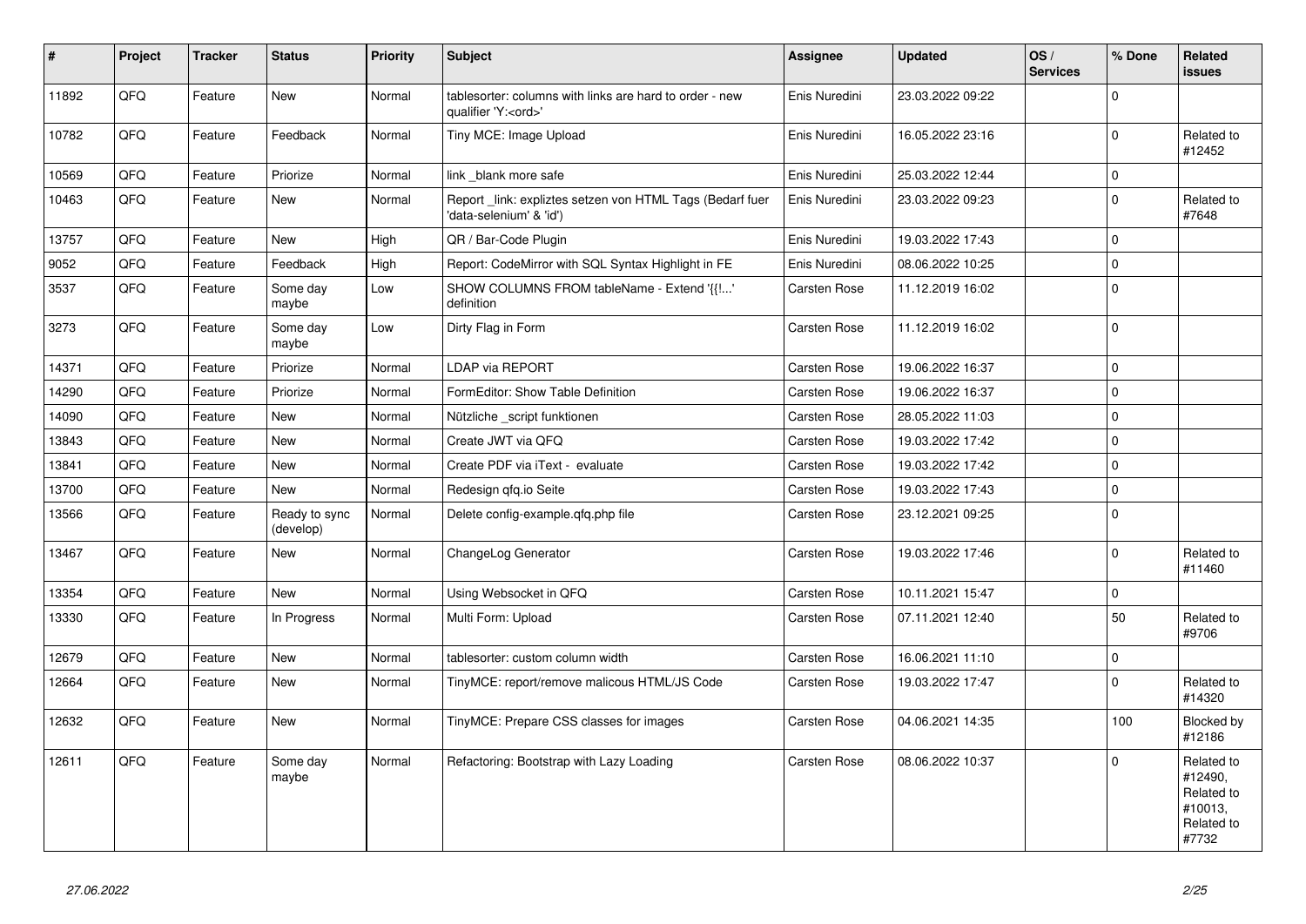| # | Project | Tracker | Status | Priority | Subject | Assignee | Updated | OS / Services | % Done | Related issues |
|---|---|---|---|---|---|---|---|---|---|---|
| 11892 | QFQ | Feature | New | Normal | tablesorter: columns with links are hard to order - new qualifier 'Y:<ord>' | Enis Nuredini | 23.03.2022 09:22 | | 0 | |
| 10782 | QFQ | Feature | Feedback | Normal | Tiny MCE: Image Upload | Enis Nuredini | 16.05.2022 23:16 | | 0 | Related to #12452 |
| 10569 | QFQ | Feature | Priorize | Normal | link _blank more safe | Enis Nuredini | 25.03.2022 12:44 | | 0 | |
| 10463 | QFQ | Feature | New | Normal | Report _link: expliztes setzen von HTML Tags (Bedarf fuer 'data-selenium' & 'id') | Enis Nuredini | 23.03.2022 09:23 | | 0 | Related to #7648 |
| 13757 | QFQ | Feature | New | High | QR / Bar-Code Plugin | Enis Nuredini | 19.03.2022 17:43 | | 0 | |
| 9052 | QFQ | Feature | Feedback | High | Report: CodeMirror with SQL Syntax Highlight in FE | Enis Nuredini | 08.06.2022 10:25 | | 0 | |
| 3537 | QFQ | Feature | Some day maybe | Low | SHOW COLUMNS FROM tableName - Extend '{{!...' definition | Carsten Rose | 11.12.2019 16:02 | | 0 | |
| 3273 | QFQ | Feature | Some day maybe | Low | Dirty Flag in Form | Carsten Rose | 11.12.2019 16:02 | | 0 | |
| 14371 | QFQ | Feature | Priorize | Normal | LDAP via REPORT | Carsten Rose | 19.06.2022 16:37 | | 0 | |
| 14290 | QFQ | Feature | Priorize | Normal | FormEditor: Show Table Definition | Carsten Rose | 19.06.2022 16:37 | | 0 | |
| 14090 | QFQ | Feature | New | Normal | Nützliche _script funktionen | Carsten Rose | 28.05.2022 11:03 | | 0 | |
| 13843 | QFQ | Feature | New | Normal | Create JWT via QFQ | Carsten Rose | 19.03.2022 17:42 | | 0 | |
| 13841 | QFQ | Feature | New | Normal | Create PDF via iText - evaluate | Carsten Rose | 19.03.2022 17:42 | | 0 | |
| 13700 | QFQ | Feature | New | Normal | Redesign qfq.io Seite | Carsten Rose | 19.03.2022 17:43 | | 0 | |
| 13566 | QFQ | Feature | Ready to sync (develop) | Normal | Delete config-example.qfq.php file | Carsten Rose | 23.12.2021 09:25 | | 0 | |
| 13467 | QFQ | Feature | New | Normal | ChangeLog Generator | Carsten Rose | 19.03.2022 17:46 | | 0 | Related to #11460 |
| 13354 | QFQ | Feature | New | Normal | Using Websocket in QFQ | Carsten Rose | 10.11.2021 15:47 | | 0 | |
| 13330 | QFQ | Feature | In Progress | Normal | Multi Form: Upload | Carsten Rose | 07.11.2021 12:40 | | 50 | Related to #9706 |
| 12679 | QFQ | Feature | New | Normal | tablesorter: custom column width | Carsten Rose | 16.06.2021 11:10 | | 0 | |
| 12664 | QFQ | Feature | New | Normal | TinyMCE: report/remove malicous HTML/JS Code | Carsten Rose | 19.03.2022 17:47 | | 0 | Related to #14320 |
| 12632 | QFQ | Feature | New | Normal | TinyMCE: Prepare CSS classes for images | Carsten Rose | 04.06.2021 14:35 | | 100 | Blocked by #12186 |
| 12611 | QFQ | Feature | Some day maybe | Normal | Refactoring: Bootstrap with Lazy Loading | Carsten Rose | 08.06.2022 10:37 | | 0 | Related to #12490, Related to #10013, Related to #7732 |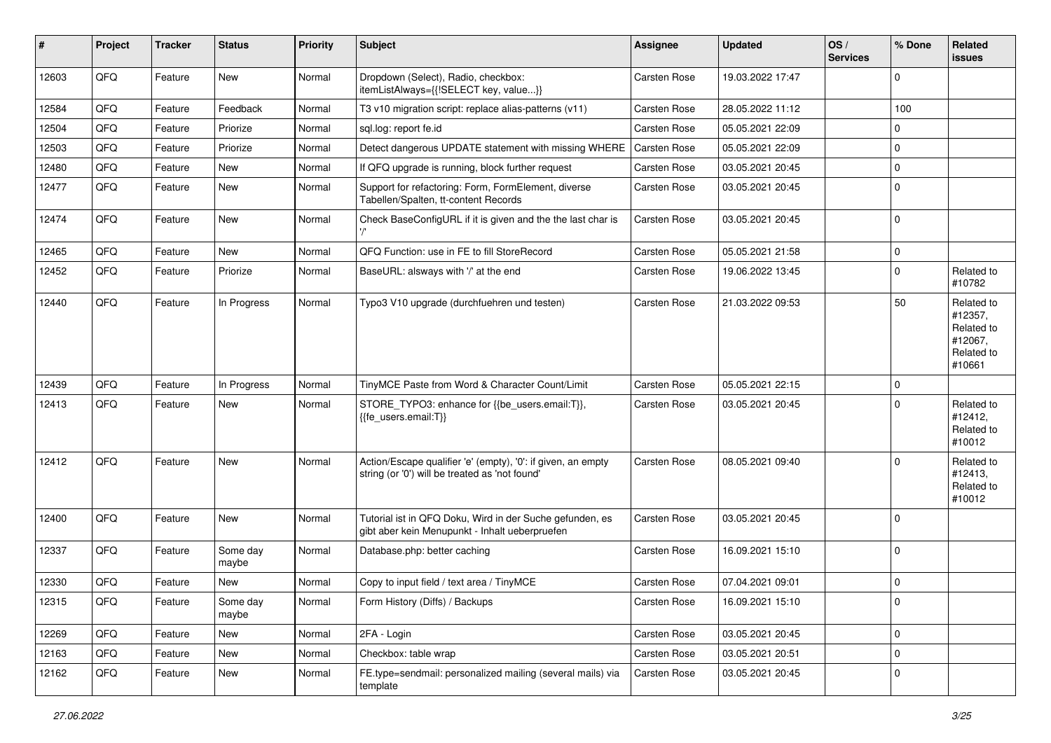| # | Project | Tracker | Status | Priority | Subject | Assignee | Updated | OS / Services | % Done | Related issues |
|---|---|---|---|---|---|---|---|---|---|---|
| 12603 | QFQ | Feature | New | Normal | Dropdown (Select), Radio, checkbox: itemListAlways={{!SELECT key, value...}} | Carsten Rose | 19.03.2022 17:47 | | 0 | |
| 12584 | QFQ | Feature | Feedback | Normal | T3 v10 migration script: replace alias-patterns (v11) | Carsten Rose | 28.05.2022 11:12 | | 100 | |
| 12504 | QFQ | Feature | Priorize | Normal | sql.log: report fe.id | Carsten Rose | 05.05.2021 22:09 | | 0 | |
| 12503 | QFQ | Feature | Priorize | Normal | Detect dangerous UPDATE statement with missing WHERE | Carsten Rose | 05.05.2021 22:09 | | 0 | |
| 12480 | QFQ | Feature | New | Normal | If QFQ upgrade is running, block further request | Carsten Rose | 03.05.2021 20:45 | | 0 | |
| 12477 | QFQ | Feature | New | Normal | Support for refactoring: Form, FormElement, diverse Tabellen/Spalten, tt-content Records | Carsten Rose | 03.05.2021 20:45 | | 0 | |
| 12474 | QFQ | Feature | New | Normal | Check BaseConfigURL if it is given and the the last char is '/' | Carsten Rose | 03.05.2021 20:45 | | 0 | |
| 12465 | QFQ | Feature | New | Normal | QFQ Function: use in FE to fill StoreRecord | Carsten Rose | 05.05.2021 21:58 | | 0 | |
| 12452 | QFQ | Feature | Priorize | Normal | BaseURL: alsways with '/' at the end | Carsten Rose | 19.06.2022 13:45 | | 0 | Related to #10782 |
| 12440 | QFQ | Feature | In Progress | Normal | Typo3 V10 upgrade (durchfuehren und testen) | Carsten Rose | 21.03.2022 09:53 | | 50 | Related to #12357, Related to #12067, Related to #10661 |
| 12439 | QFQ | Feature | In Progress | Normal | TinyMCE Paste from Word & Character Count/Limit | Carsten Rose | 05.05.2021 22:15 | | 0 | |
| 12413 | QFQ | Feature | New | Normal | STORE_TYPO3: enhance for {{be_users.email:T}}, {{fe_users.email:T}} | Carsten Rose | 03.05.2021 20:45 | | 0 | Related to #12412, Related to #10012 |
| 12412 | QFQ | Feature | New | Normal | Action/Escape qualifier 'e' (empty), '0': if given, an empty string (or '0') will be treated as 'not found' | Carsten Rose | 08.05.2021 09:40 | | 0 | Related to #12413, Related to #10012 |
| 12400 | QFQ | Feature | New | Normal | Tutorial ist in QFQ Doku, Wird in der Suche gefunden, es gibt aber kein Menupunkt - Inhalt ueberpruefen | Carsten Rose | 03.05.2021 20:45 | | 0 | |
| 12337 | QFQ | Feature | Some day maybe | Normal | Database.php: better caching | Carsten Rose | 16.09.2021 15:10 | | 0 | |
| 12330 | QFQ | Feature | New | Normal | Copy to input field / text area / TinyMCE | Carsten Rose | 07.04.2021 09:01 | | 0 | |
| 12315 | QFQ | Feature | Some day maybe | Normal | Form History (Diffs) / Backups | Carsten Rose | 16.09.2021 15:10 | | 0 | |
| 12269 | QFQ | Feature | New | Normal | 2FA - Login | Carsten Rose | 03.05.2021 20:45 | | 0 | |
| 12163 | QFQ | Feature | New | Normal | Checkbox: table wrap | Carsten Rose | 03.05.2021 20:51 | | 0 | |
| 12162 | QFQ | Feature | New | Normal | FE.type=sendmail: personalized mailing (several mails) via template | Carsten Rose | 03.05.2021 20:45 | | 0 | |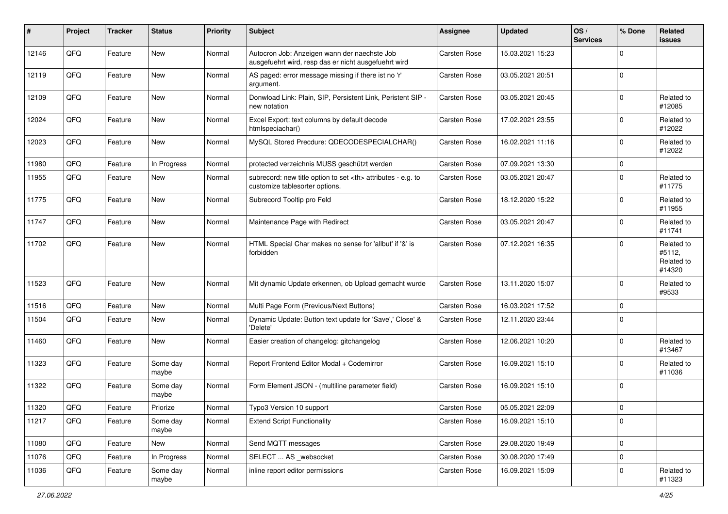| # | Project | Tracker | Status | Priority | Subject | Assignee | Updated | OS / Services | % Done | Related issues |
|---|---|---|---|---|---|---|---|---|---|---|
| 12146 | QFQ | Feature | New | Normal | Autocron Job: Anzeigen wann der naechste Job ausgefuehrt wird, resp das er nicht ausgefuehrt wird | Carsten Rose | 15.03.2021 15:23 | | 0 | |
| 12119 | QFQ | Feature | New | Normal | AS paged: error message missing if there ist no 'r' argument. | Carsten Rose | 03.05.2021 20:51 | | 0 | |
| 12109 | QFQ | Feature | New | Normal | Donwload Link: Plain, SIP, Persistent Link, Peristent SIP - new notation | Carsten Rose | 03.05.2021 20:45 | | 0 | Related to #12085 |
| 12024 | QFQ | Feature | New | Normal | Excel Export: text columns by default decode htmlspeciachar() | Carsten Rose | 17.02.2021 23:55 | | 0 | Related to #12022 |
| 12023 | QFQ | Feature | New | Normal | MySQL Stored Precdure: QDECODESPECIALCHAR() | Carsten Rose | 16.02.2021 11:16 | | 0 | Related to #12022 |
| 11980 | QFQ | Feature | In Progress | Normal | protected verzeichnis MUSS geschützt werden | Carsten Rose | 07.09.2021 13:30 | | 0 | |
| 11955 | QFQ | Feature | New | Normal | subrecord: new title option to set <th> attributes - e.g. to customize tablesorter options. | Carsten Rose | 03.05.2021 20:47 | | 0 | Related to #11775 |
| 11775 | QFQ | Feature | New | Normal | Subrecord Tooltip pro Feld | Carsten Rose | 18.12.2020 15:22 | | 0 | Related to #11955 |
| 11747 | QFQ | Feature | New | Normal | Maintenance Page with Redirect | Carsten Rose | 03.05.2021 20:47 | | 0 | Related to #11741 |
| 11702 | QFQ | Feature | New | Normal | HTML Special Char makes no sense for 'allbut' if '&' is forbidden | Carsten Rose | 07.12.2021 16:35 | | 0 | Related to #5112, Related to #14320 |
| 11523 | QFQ | Feature | New | Normal | Mit dynamic Update erkennen, ob Upload gemacht wurde | Carsten Rose | 13.11.2020 15:07 | | 0 | Related to #9533 |
| 11516 | QFQ | Feature | New | Normal | Multi Page Form (Previous/Next Buttons) | Carsten Rose | 16.03.2021 17:52 | | 0 | |
| 11504 | QFQ | Feature | New | Normal | Dynamic Update: Button text update for 'Save',' Close' & 'Delete' | Carsten Rose | 12.11.2020 23:44 | | 0 | |
| 11460 | QFQ | Feature | New | Normal | Easier creation of changelog: gitchangelog | Carsten Rose | 12.06.2021 10:20 | | 0 | Related to #13467 |
| 11323 | QFQ | Feature | Some day maybe | Normal | Report Frontend Editor Modal + Codemirror | Carsten Rose | 16.09.2021 15:10 | | 0 | Related to #11036 |
| 11322 | QFQ | Feature | Some day maybe | Normal | Form Element JSON - (multiline parameter field) | Carsten Rose | 16.09.2021 15:10 | | 0 | |
| 11320 | QFQ | Feature | Priorize | Normal | Typo3 Version 10 support | Carsten Rose | 05.05.2021 22:09 | | 0 | |
| 11217 | QFQ | Feature | Some day maybe | Normal | Extend Script Functionality | Carsten Rose | 16.09.2021 15:10 | | 0 | |
| 11080 | QFQ | Feature | New | Normal | Send MQTT messages | Carsten Rose | 29.08.2020 19:49 | | 0 | |
| 11076 | QFQ | Feature | In Progress | Normal | SELECT ... AS _websocket | Carsten Rose | 30.08.2020 17:49 | | 0 | |
| 11036 | QFQ | Feature | Some day maybe | Normal | inline report editor permissions | Carsten Rose | 16.09.2021 15:09 | | 0 | Related to #11323 |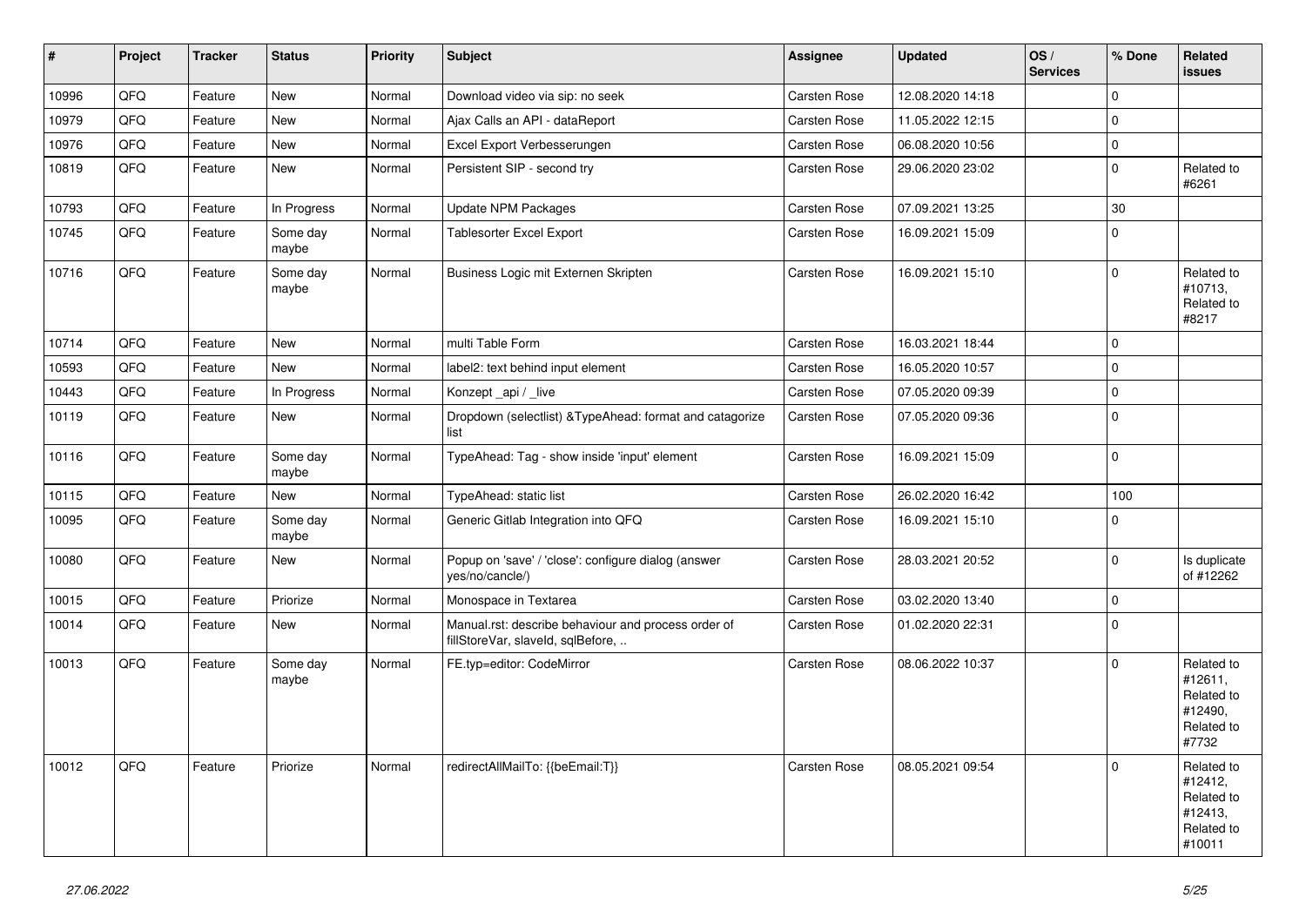| # | Project | Tracker | Status | Priority | Subject | Assignee | Updated | OS / Services | % Done | Related issues |
|---|---|---|---|---|---|---|---|---|---|---|
| 10996 | QFQ | Feature | New | Normal | Download video via sip: no seek | Carsten Rose | 12.08.2020 14:18 | | 0 | |
| 10979 | QFQ | Feature | New | Normal | Ajax Calls an API - dataReport | Carsten Rose | 11.05.2022 12:15 | | 0 | |
| 10976 | QFQ | Feature | New | Normal | Excel Export Verbesserungen | Carsten Rose | 06.08.2020 10:56 | | 0 | |
| 10819 | QFQ | Feature | New | Normal | Persistent SIP - second try | Carsten Rose | 29.06.2020 23:02 | | 0 | Related to #6261 |
| 10793 | QFQ | Feature | In Progress | Normal | Update NPM Packages | Carsten Rose | 07.09.2021 13:25 | | 30 | |
| 10745 | QFQ | Feature | Some day maybe | Normal | Tablesorter Excel Export | Carsten Rose | 16.09.2021 15:09 | | 0 | |
| 10716 | QFQ | Feature | Some day maybe | Normal | Business Logic mit Externen Skripten | Carsten Rose | 16.09.2021 15:10 | | 0 | Related to #10713, Related to #8217 |
| 10714 | QFQ | Feature | New | Normal | multi Table Form | Carsten Rose | 16.03.2021 18:44 | | 0 | |
| 10593 | QFQ | Feature | New | Normal | label2: text behind input element | Carsten Rose | 16.05.2020 10:57 | | 0 | |
| 10443 | QFQ | Feature | In Progress | Normal | Konzept _api / _live | Carsten Rose | 07.05.2020 09:39 | | 0 | |
| 10119 | QFQ | Feature | New | Normal | Dropdown (selectlist) &TypeAhead: format and catagorize list | Carsten Rose | 07.05.2020 09:36 | | 0 | |
| 10116 | QFQ | Feature | Some day maybe | Normal | TypeAhead: Tag - show inside 'input' element | Carsten Rose | 16.09.2021 15:09 | | 0 | |
| 10115 | QFQ | Feature | New | Normal | TypeAhead: static list | Carsten Rose | 26.02.2020 16:42 | | 100 | |
| 10095 | QFQ | Feature | Some day maybe | Normal | Generic Gitlab Integration into QFQ | Carsten Rose | 16.09.2021 15:10 | | 0 | |
| 10080 | QFQ | Feature | New | Normal | Popup on 'save' / 'close': configure dialog (answer yes/no/cancle/) | Carsten Rose | 28.03.2021 20:52 | | 0 | Is duplicate of #12262 |
| 10015 | QFQ | Feature | Priorize | Normal | Monospace in Textarea | Carsten Rose | 03.02.2020 13:40 | | 0 | |
| 10014 | QFQ | Feature | New | Normal | Manual.rst: describe behaviour and process order of fillStoreVar, slaveId, sqlBefore, .. | Carsten Rose | 01.02.2020 22:31 | | 0 | |
| 10013 | QFQ | Feature | Some day maybe | Normal | FE.typ=editor: CodeMirror | Carsten Rose | 08.06.2022 10:37 | | 0 | Related to #12611, Related to #12490, Related to #7732 |
| 10012 | QFQ | Feature | Priorize | Normal | redirectAllMailTo: {{beEmail:T}} | Carsten Rose | 08.05.2021 09:54 | | 0 | Related to #12412, Related to #12413, Related to #10011 |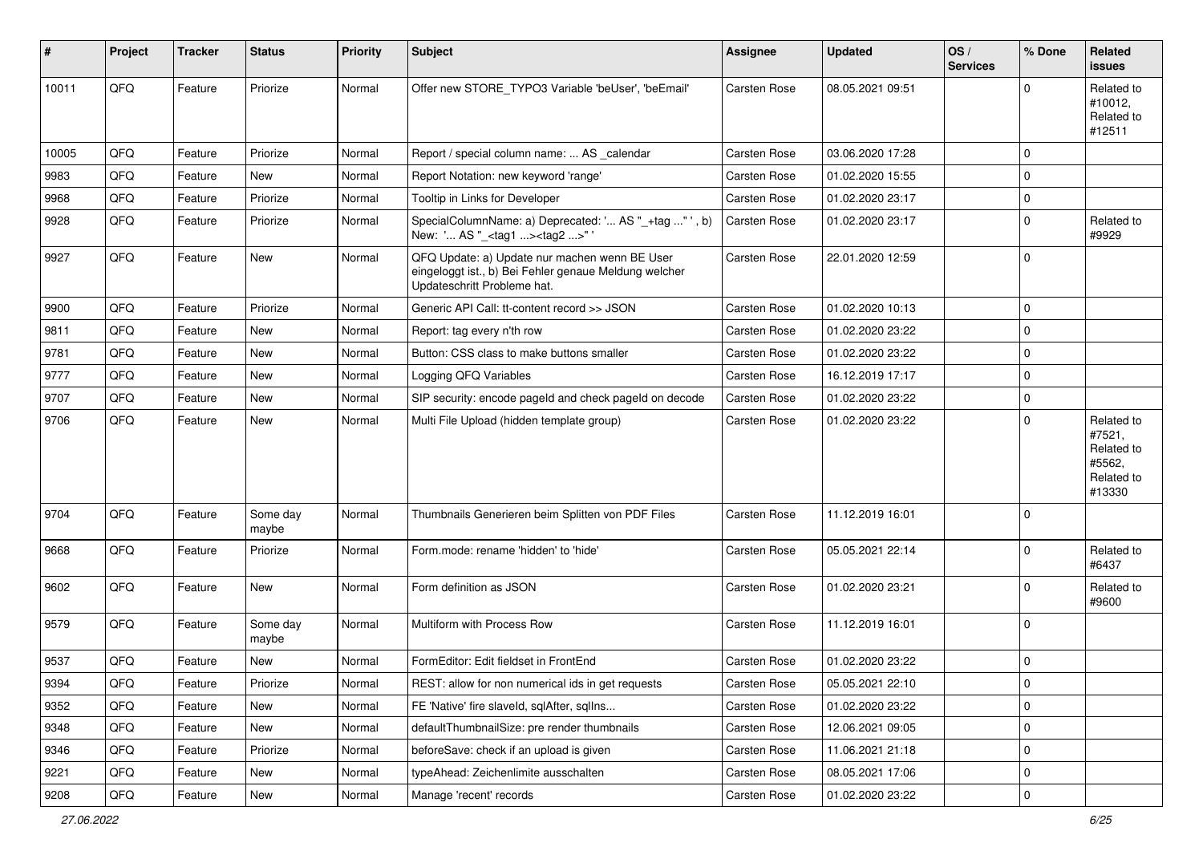| # | Project | Tracker | Status | Priority | Subject | Assignee | Updated | OS / Services | % Done | Related issues |
|---|---|---|---|---|---|---|---|---|---|---|
| 10011 | QFQ | Feature | Priorize | Normal | Offer new STORE_TYPO3 Variable 'beUser', 'beEmail' | Carsten Rose | 08.05.2021 09:51 | | 0 | Related to #10012, Related to #12511 |
| 10005 | QFQ | Feature | Priorize | Normal | Report / special column name: ... AS _calendar | Carsten Rose | 03.06.2020 17:28 | | 0 | |
| 9983 | QFQ | Feature | New | Normal | Report Notation: new keyword 'range' | Carsten Rose | 01.02.2020 15:55 | | 0 | |
| 9968 | QFQ | Feature | Priorize | Normal | Tooltip in Links for Developer | Carsten Rose | 01.02.2020 23:17 | | 0 | |
| 9928 | QFQ | Feature | Priorize | Normal | SpecialColumnName: a) Deprecated: '... AS "_+tag ..." ', b) New: '... AS "_<tag1 ...><tag2 ...>" ' | Carsten Rose | 01.02.2020 23:17 | | 0 | Related to #9929 |
| 9927 | QFQ | Feature | New | Normal | QFQ Update: a) Update nur machen wenn BE User eingeloggt ist., b) Bei Fehler genaue Meldung welcher Updateschritt Probleme hat. | Carsten Rose | 22.01.2020 12:59 | | 0 | |
| 9900 | QFQ | Feature | Priorize | Normal | Generic API Call: tt-content record >> JSON | Carsten Rose | 01.02.2020 10:13 | | 0 | |
| 9811 | QFQ | Feature | New | Normal | Report: tag every n'th row | Carsten Rose | 01.02.2020 23:22 | | 0 | |
| 9781 | QFQ | Feature | New | Normal | Button: CSS class to make buttons smaller | Carsten Rose | 01.02.2020 23:22 | | 0 | |
| 9777 | QFQ | Feature | New | Normal | Logging QFQ Variables | Carsten Rose | 16.12.2019 17:17 | | 0 | |
| 9707 | QFQ | Feature | New | Normal | SIP security: encode pageId and check pageId on decode | Carsten Rose | 01.02.2020 23:22 | | 0 | |
| 9706 | QFQ | Feature | New | Normal | Multi File Upload (hidden template group) | Carsten Rose | 01.02.2020 23:22 | | 0 | Related to #7521, Related to #5562, Related to #13330 |
| 9704 | QFQ | Feature | Some day maybe | Normal | Thumbnails Generieren beim Splitten von PDF Files | Carsten Rose | 11.12.2019 16:01 | | 0 | |
| 9668 | QFQ | Feature | Priorize | Normal | Form.mode: rename 'hidden' to 'hide' | Carsten Rose | 05.05.2021 22:14 | | 0 | Related to #6437 |
| 9602 | QFQ | Feature | New | Normal | Form definition as JSON | Carsten Rose | 01.02.2020 23:21 | | 0 | Related to #9600 |
| 9579 | QFQ | Feature | Some day maybe | Normal | Multiform with Process Row | Carsten Rose | 11.12.2019 16:01 | | 0 | |
| 9537 | QFQ | Feature | New | Normal | FormEditor: Edit fieldset in FrontEnd | Carsten Rose | 01.02.2020 23:22 | | 0 | |
| 9394 | QFQ | Feature | Priorize | Normal | REST: allow for non numerical ids in get requests | Carsten Rose | 05.05.2021 22:10 | | 0 | |
| 9352 | QFQ | Feature | New | Normal | FE 'Native' fire slaveId, sqlAfter, sqlIns... | Carsten Rose | 01.02.2020 23:22 | | 0 | |
| 9348 | QFQ | Feature | New | Normal | defaultThumbnailSize: pre render thumbnails | Carsten Rose | 12.06.2021 09:05 | | 0 | |
| 9346 | QFQ | Feature | Priorize | Normal | beforeSave: check if an upload is given | Carsten Rose | 11.06.2021 21:18 | | 0 | |
| 9221 | QFQ | Feature | New | Normal | typeAhead: Zeichenlimite ausschalten | Carsten Rose | 08.05.2021 17:06 | | 0 | |
| 9208 | QFQ | Feature | New | Normal | Manage 'recent' records | Carsten Rose | 01.02.2020 23:22 | | 0 | |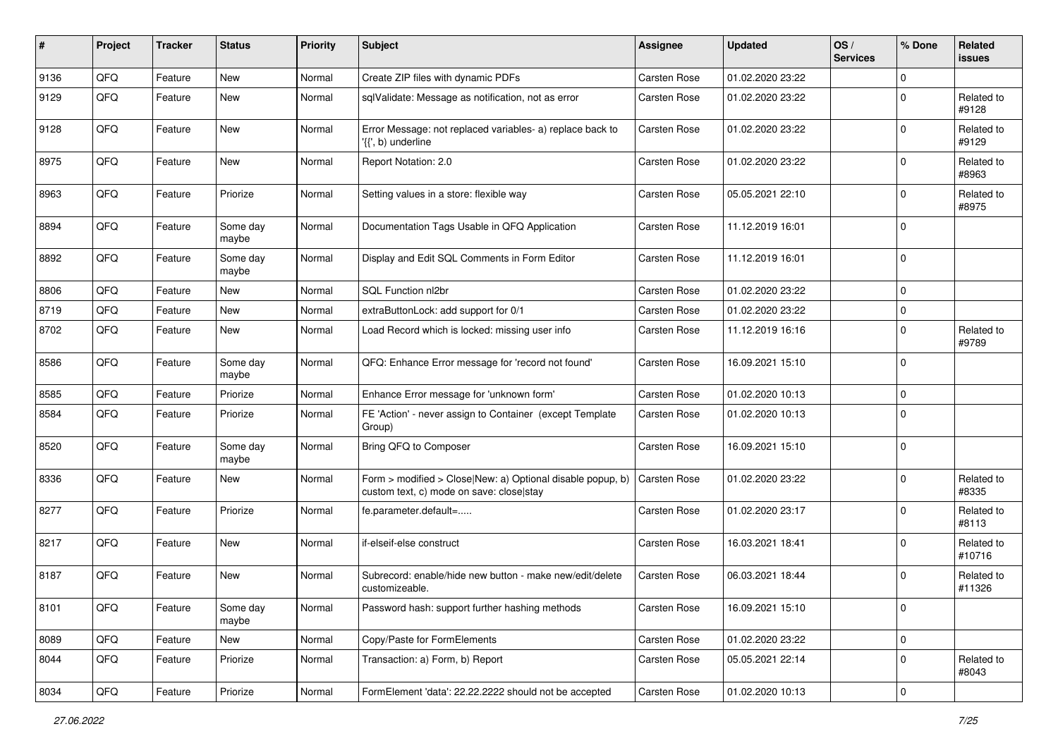| # | Project | Tracker | Status | Priority | Subject | Assignee | Updated | OS / Services | % Done | Related issues |
|---|---|---|---|---|---|---|---|---|---|---|
| 9136 | QFQ | Feature | New | Normal | Create ZIP files with dynamic PDFs | Carsten Rose | 01.02.2020 23:22 | | 0 | |
| 9129 | QFQ | Feature | New | Normal | sqlValidate: Message as notification, not as error | Carsten Rose | 01.02.2020 23:22 | | 0 | Related to #9128 |
| 9128 | QFQ | Feature | New | Normal | Error Message: not replaced variables- a) replace back to '{{', b) underline | Carsten Rose | 01.02.2020 23:22 | | 0 | Related to #9129 |
| 8975 | QFQ | Feature | New | Normal | Report Notation: 2.0 | Carsten Rose | 01.02.2020 23:22 | | 0 | Related to #8963 |
| 8963 | QFQ | Feature | Priorize | Normal | Setting values in a store: flexible way | Carsten Rose | 05.05.2021 22:10 | | 0 | Related to #8975 |
| 8894 | QFQ | Feature | Some day maybe | Normal | Documentation Tags Usable in QFQ Application | Carsten Rose | 11.12.2019 16:01 | | 0 | |
| 8892 | QFQ | Feature | Some day maybe | Normal | Display and Edit SQL Comments in Form Editor | Carsten Rose | 11.12.2019 16:01 | | 0 | |
| 8806 | QFQ | Feature | New | Normal | SQL Function nl2br | Carsten Rose | 01.02.2020 23:22 | | 0 | |
| 8719 | QFQ | Feature | New | Normal | extraButtonLock: add support for 0/1 | Carsten Rose | 01.02.2020 23:22 | | 0 | |
| 8702 | QFQ | Feature | New | Normal | Load Record which is locked: missing user info | Carsten Rose | 11.12.2019 16:16 | | 0 | Related to #9789 |
| 8586 | QFQ | Feature | Some day maybe | Normal | QFQ: Enhance Error message for 'record not found' | Carsten Rose | 16.09.2021 15:10 | | 0 | |
| 8585 | QFQ | Feature | Priorize | Normal | Enhance Error message for 'unknown form' | Carsten Rose | 01.02.2020 10:13 | | 0 | |
| 8584 | QFQ | Feature | Priorize | Normal | FE 'Action' - never assign to Container (except Template Group) | Carsten Rose | 01.02.2020 10:13 | | 0 | |
| 8520 | QFQ | Feature | Some day maybe | Normal | Bring QFQ to Composer | Carsten Rose | 16.09.2021 15:10 | | 0 | |
| 8336 | QFQ | Feature | New | Normal | Form > modified > Close\|New: a) Optional disable popup, b) custom text, c) mode on save: close\|stay | Carsten Rose | 01.02.2020 23:22 | | 0 | Related to #8335 |
| 8277 | QFQ | Feature | Priorize | Normal | fe.parameter.default=..... | Carsten Rose | 01.02.2020 23:17 | | 0 | Related to #8113 |
| 8217 | QFQ | Feature | New | Normal | if-elseif-else construct | Carsten Rose | 16.03.2021 18:41 | | 0 | Related to #10716 |
| 8187 | QFQ | Feature | New | Normal | Subrecord: enable/hide new button - make new/edit/delete customizeable. | Carsten Rose | 06.03.2021 18:44 | | 0 | Related to #11326 |
| 8101 | QFQ | Feature | Some day maybe | Normal | Password hash: support further hashing methods | Carsten Rose | 16.09.2021 15:10 | | 0 | |
| 8089 | QFQ | Feature | New | Normal | Copy/Paste for FormElements | Carsten Rose | 01.02.2020 23:22 | | 0 | |
| 8044 | QFQ | Feature | Priorize | Normal | Transaction: a) Form, b) Report | Carsten Rose | 05.05.2021 22:14 | | 0 | Related to #8043 |
| 8034 | QFQ | Feature | Priorize | Normal | FormElement 'data': 22.22.2222 should not be accepted | Carsten Rose | 01.02.2020 10:13 | | 0 | |

*27.06.2022*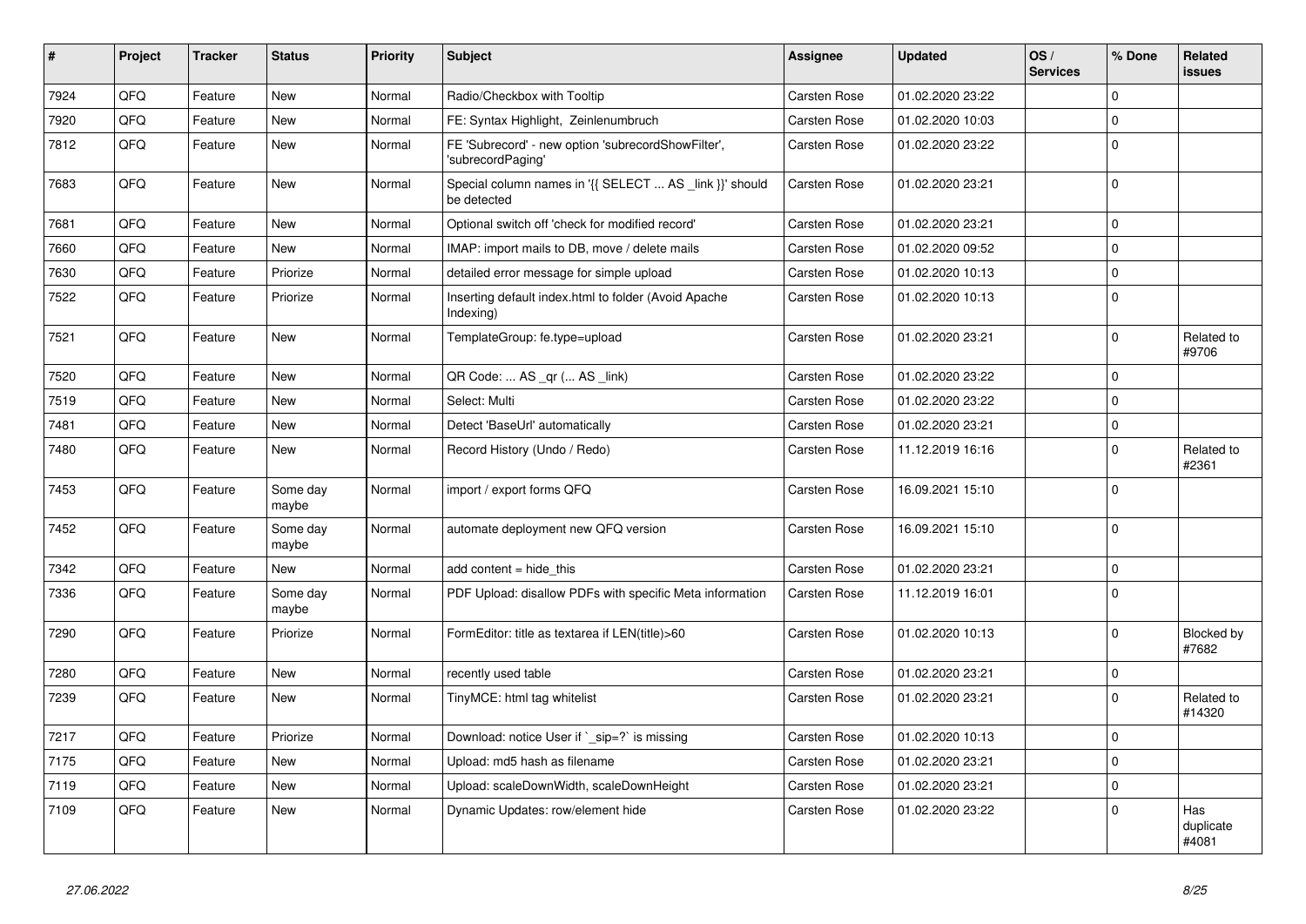| # | Project | Tracker | Status | Priority | Subject | Assignee | Updated | OS / Services | % Done | Related issues |
|---|---|---|---|---|---|---|---|---|---|---|
| 7924 | QFQ | Feature | New | Normal | Radio/Checkbox with Tooltip | Carsten Rose | 01.02.2020 23:22 | | 0 | |
| 7920 | QFQ | Feature | New | Normal | FE: Syntax Highlight, Zeinlenumbruch | Carsten Rose | 01.02.2020 10:03 | | 0 | |
| 7812 | QFQ | Feature | New | Normal | FE 'Subrecord' - new option 'subrecordShowFilter', 'subrecordPaging' | Carsten Rose | 01.02.2020 23:22 | | 0 | |
| 7683 | QFQ | Feature | New | Normal | Special column names in '{{ SELECT ... AS _link }}' should be detected | Carsten Rose | 01.02.2020 23:21 | | 0 | |
| 7681 | QFQ | Feature | New | Normal | Optional switch off 'check for modified record' | Carsten Rose | 01.02.2020 23:21 | | 0 | |
| 7660 | QFQ | Feature | New | Normal | IMAP: import mails to DB, move / delete mails | Carsten Rose | 01.02.2020 09:52 | | 0 | |
| 7630 | QFQ | Feature | Priorize | Normal | detailed error message for simple upload | Carsten Rose | 01.02.2020 10:13 | | 0 | |
| 7522 | QFQ | Feature | Priorize | Normal | Inserting default index.html to folder (Avoid Apache Indexing) | Carsten Rose | 01.02.2020 10:13 | | 0 | |
| 7521 | QFQ | Feature | New | Normal | TemplateGroup: fe.type=upload | Carsten Rose | 01.02.2020 23:21 | | 0 | Related to #9706 |
| 7520 | QFQ | Feature | New | Normal | QR Code: ... AS _qr ( ... AS _link) | Carsten Rose | 01.02.2020 23:22 | | 0 | |
| 7519 | QFQ | Feature | New | Normal | Select: Multi | Carsten Rose | 01.02.2020 23:22 | | 0 | |
| 7481 | QFQ | Feature | New | Normal | Detect 'BaseUrl' automatically | Carsten Rose | 01.02.2020 23:21 | | 0 | |
| 7480 | QFQ | Feature | New | Normal | Record History (Undo / Redo) | Carsten Rose | 11.12.2019 16:16 | | 0 | Related to #2361 |
| 7453 | QFQ | Feature | Some day maybe | Normal | import / export forms QFQ | Carsten Rose | 16.09.2021 15:10 | | 0 | |
| 7452 | QFQ | Feature | Some day maybe | Normal | automate deployment new QFQ version | Carsten Rose | 16.09.2021 15:10 | | 0 | |
| 7342 | QFQ | Feature | New | Normal | add content = hide_this | Carsten Rose | 01.02.2020 23:21 | | 0 | |
| 7336 | QFQ | Feature | Some day maybe | Normal | PDF Upload: disallow PDFs with specific Meta information | Carsten Rose | 11.12.2019 16:01 | | 0 | |
| 7290 | QFQ | Feature | Priorize | Normal | FormEditor: title as textarea if LEN(title)>60 | Carsten Rose | 01.02.2020 10:13 | | 0 | Blocked by #7682 |
| 7280 | QFQ | Feature | New | Normal | recently used table | Carsten Rose | 01.02.2020 23:21 | | 0 | |
| 7239 | QFQ | Feature | New | Normal | TinyMCE: html tag whitelist | Carsten Rose | 01.02.2020 23:21 | | 0 | Related to #14320 |
| 7217 | QFQ | Feature | Priorize | Normal | Download: notice User if `_sip=?` is missing | Carsten Rose | 01.02.2020 10:13 | | 0 | |
| 7175 | QFQ | Feature | New | Normal | Upload: md5 hash as filename | Carsten Rose | 01.02.2020 23:21 | | 0 | |
| 7119 | QFQ | Feature | New | Normal | Upload: scaleDownWidth, scaleDownHeight | Carsten Rose | 01.02.2020 23:21 | | 0 | |
| 7109 | QFQ | Feature | New | Normal | Dynamic Updates: row/element hide | Carsten Rose | 01.02.2020 23:22 | | 0 | Has duplicate #4081 |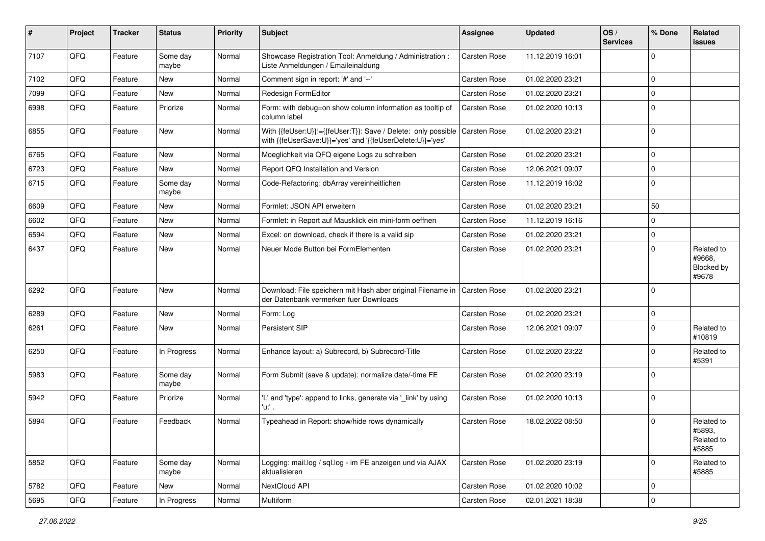| # | Project | Tracker | Status | Priority | Subject | Assignee | Updated | OS / Services | % Done | Related issues |
|---|---|---|---|---|---|---|---|---|---|---|
| 7107 | QFQ | Feature | Some day maybe | Normal | Showcase Registration Tool: Anmeldung / Administration : Liste Anmeldungen / Emaileinaldung | Carsten Rose | 11.12.2019 16:01 | | 0 | |
| 7102 | QFQ | Feature | New | Normal | Comment sign in report: '#' and '--' | Carsten Rose | 01.02.2020 23:21 | | 0 | |
| 7099 | QFQ | Feature | New | Normal | Redesign FormEditor | Carsten Rose | 01.02.2020 23:21 | | 0 | |
| 6998 | QFQ | Feature | Priorize | Normal | Form: with debug=on show column information as tooltip of column label | Carsten Rose | 01.02.2020 10:13 | | 0 | |
| 6855 | QFQ | Feature | New | Normal | With {{feUser:U}}!={{feUser:T}}: Save / Delete: only possible with {{feUserSave:U}}='yes' and '{{feUserDelete:U}}='yes' | Carsten Rose | 01.02.2020 23:21 | | 0 | |
| 6765 | QFQ | Feature | New | Normal | Moeglichkeit via QFQ eigene Logs zu schreiben | Carsten Rose | 01.02.2020 23:21 | | 0 | |
| 6723 | QFQ | Feature | New | Normal | Report QFQ Installation and Version | Carsten Rose | 12.06.2021 09:07 | | 0 | |
| 6715 | QFQ | Feature | Some day maybe | Normal | Code-Refactoring: dbArray vereinheitlichen | Carsten Rose | 11.12.2019 16:02 | | 0 | |
| 6609 | QFQ | Feature | New | Normal | Formlet: JSON API erweitern | Carsten Rose | 01.02.2020 23:21 | | 50 | |
| 6602 | QFQ | Feature | New | Normal | Formlet: in Report auf Mausklick ein mini-form oeffnen | Carsten Rose | 11.12.2019 16:16 | | 0 | |
| 6594 | QFQ | Feature | New | Normal | Excel: on download, check if there is a valid sip | Carsten Rose | 01.02.2020 23:21 | | 0 | |
| 6437 | QFQ | Feature | New | Normal | Neuer Mode Button bei FormElementen | Carsten Rose | 01.02.2020 23:21 | | 0 | Related to #9668, Blocked by #9678 |
| 6292 | QFQ | Feature | New | Normal | Download: File speichern mit Hash aber original Filename in der Datenbank vermerken fuer Downloads | Carsten Rose | 01.02.2020 23:21 | | 0 | |
| 6289 | QFQ | Feature | New | Normal | Form: Log | Carsten Rose | 01.02.2020 23:21 | | 0 | |
| 6261 | QFQ | Feature | New | Normal | Persistent SIP | Carsten Rose | 12.06.2021 09:07 | | 0 | Related to #10819 |
| 6250 | QFQ | Feature | In Progress | Normal | Enhance layout: a) Subrecord, b) Subrecord-Title | Carsten Rose | 01.02.2020 23:22 | | 0 | Related to #5391 |
| 5983 | QFQ | Feature | Some day maybe | Normal | Form Submit (save & update): normalize date/-time FE | Carsten Rose | 01.02.2020 23:19 | | 0 | |
| 5942 | QFQ | Feature | Priorize | Normal | 'L' and 'type': append to links, generate via '_link' by using 'u:' . | Carsten Rose | 01.02.2020 10:13 | | 0 | |
| 5894 | QFQ | Feature | Feedback | Normal | Typeahead in Report: show/hide rows dynamically | Carsten Rose | 18.02.2022 08:50 | | 0 | Related to #5893, Related to #5885 |
| 5852 | QFQ | Feature | Some day maybe | Normal | Logging: mail.log / sql.log - im FE anzeigen und via AJAX aktualisieren | Carsten Rose | 01.02.2020 23:19 | | 0 | Related to #5885 |
| 5782 | QFQ | Feature | New | Normal | NextCloud API | Carsten Rose | 01.02.2020 10:02 | | 0 | |
| 5695 | QFQ | Feature | In Progress | Normal | Multiform | Carsten Rose | 02.01.2021 18:38 | | 0 | |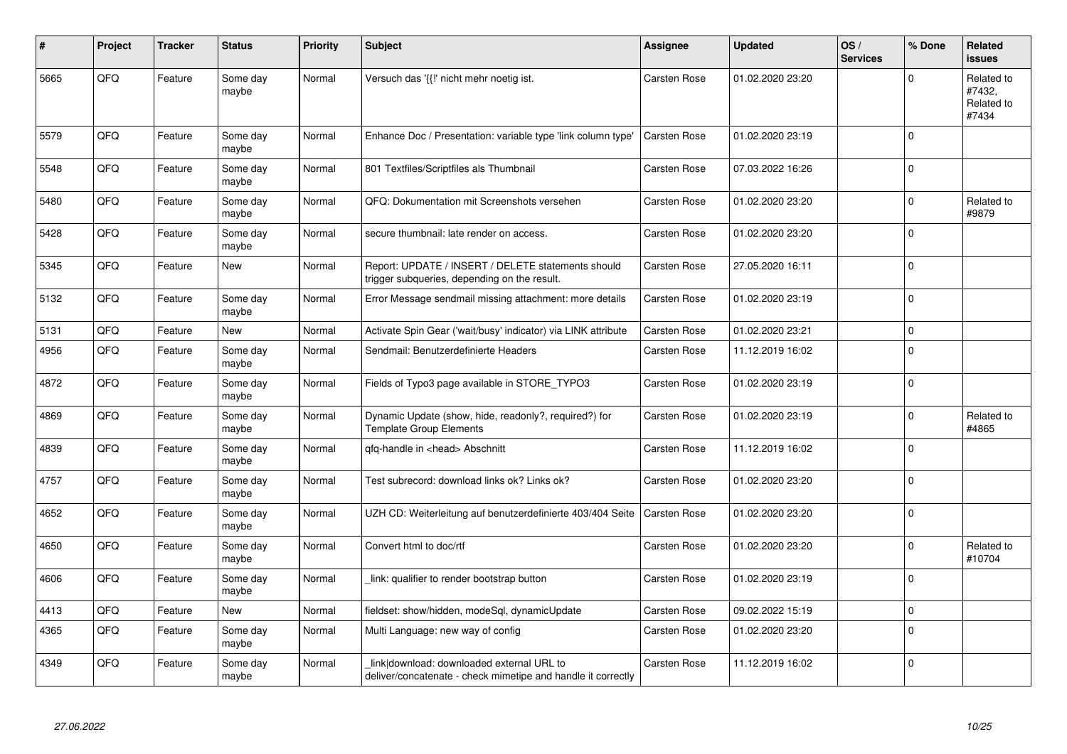| # | Project | Tracker | Status | Priority | Subject | Assignee | Updated | OS / Services | % Done | Related issues |
|---|---|---|---|---|---|---|---|---|---|---|
| 5665 | QFQ | Feature | Some day maybe | Normal | Versuch das '{{!' nicht mehr noetig ist. | Carsten Rose | 01.02.2020 23:20 | | 0 | Related to #7432, Related to #7434 |
| 5579 | QFQ | Feature | Some day maybe | Normal | Enhance Doc / Presentation: variable type 'link column type' | Carsten Rose | 01.02.2020 23:19 | | 0 | |
| 5548 | QFQ | Feature | Some day maybe | Normal | 801 Textfiles/Scriptfiles als Thumbnail | Carsten Rose | 07.03.2022 16:26 | | 0 | |
| 5480 | QFQ | Feature | Some day maybe | Normal | QFQ: Dokumentation mit Screenshots versehen | Carsten Rose | 01.02.2020 23:20 | | 0 | Related to #9879 |
| 5428 | QFQ | Feature | Some day maybe | Normal | secure thumbnail: late render on access. | Carsten Rose | 01.02.2020 23:20 | | 0 | |
| 5345 | QFQ | Feature | New | Normal | Report: UPDATE / INSERT / DELETE statements should trigger subqueries, depending on the result. | Carsten Rose | 27.05.2020 16:11 | | 0 | |
| 5132 | QFQ | Feature | Some day maybe | Normal | Error Message sendmail missing attachment: more details | Carsten Rose | 01.02.2020 23:19 | | 0 | |
| 5131 | QFQ | Feature | New | Normal | Activate Spin Gear ('wait/busy' indicator) via LINK attribute | Carsten Rose | 01.02.2020 23:21 | | 0 | |
| 4956 | QFQ | Feature | Some day maybe | Normal | Sendmail: Benutzerdefinierte Headers | Carsten Rose | 11.12.2019 16:02 | | 0 | |
| 4872 | QFQ | Feature | Some day maybe | Normal | Fields of Typo3 page available in STORE_TYPO3 | Carsten Rose | 01.02.2020 23:19 | | 0 | |
| 4869 | QFQ | Feature | Some day maybe | Normal | Dynamic Update (show, hide, readonly?, required?) for Template Group Elements | Carsten Rose | 01.02.2020 23:19 | | 0 | Related to #4865 |
| 4839 | QFQ | Feature | Some day maybe | Normal | qfq-handle in <head> Abschnitt | Carsten Rose | 11.12.2019 16:02 | | 0 | |
| 4757 | QFQ | Feature | Some day maybe | Normal | Test subrecord: download links ok? Links ok? | Carsten Rose | 01.02.2020 23:20 | | 0 | |
| 4652 | QFQ | Feature | Some day maybe | Normal | UZH CD: Weiterleitung auf benutzerdefinierte 403/404 Seite | Carsten Rose | 01.02.2020 23:20 | | 0 | |
| 4650 | QFQ | Feature | Some day maybe | Normal | Convert html to doc/rtf | Carsten Rose | 01.02.2020 23:20 | | 0 | Related to #10704 |
| 4606 | QFQ | Feature | Some day maybe | Normal | _link: qualifier to render bootstrap button | Carsten Rose | 01.02.2020 23:19 | | 0 | |
| 4413 | QFQ | Feature | New | Normal | fieldset: show/hidden, modeSql, dynamicUpdate | Carsten Rose | 09.02.2022 15:19 | | 0 | |
| 4365 | QFQ | Feature | Some day maybe | Normal | Multi Language: new way of config | Carsten Rose | 01.02.2020 23:20 | | 0 | |
| 4349 | QFQ | Feature | Some day maybe | Normal | _link\|download: downloaded external URL to deliver/concatenate - check mimetipe and handle it correctly | Carsten Rose | 11.12.2019 16:02 | | 0 | |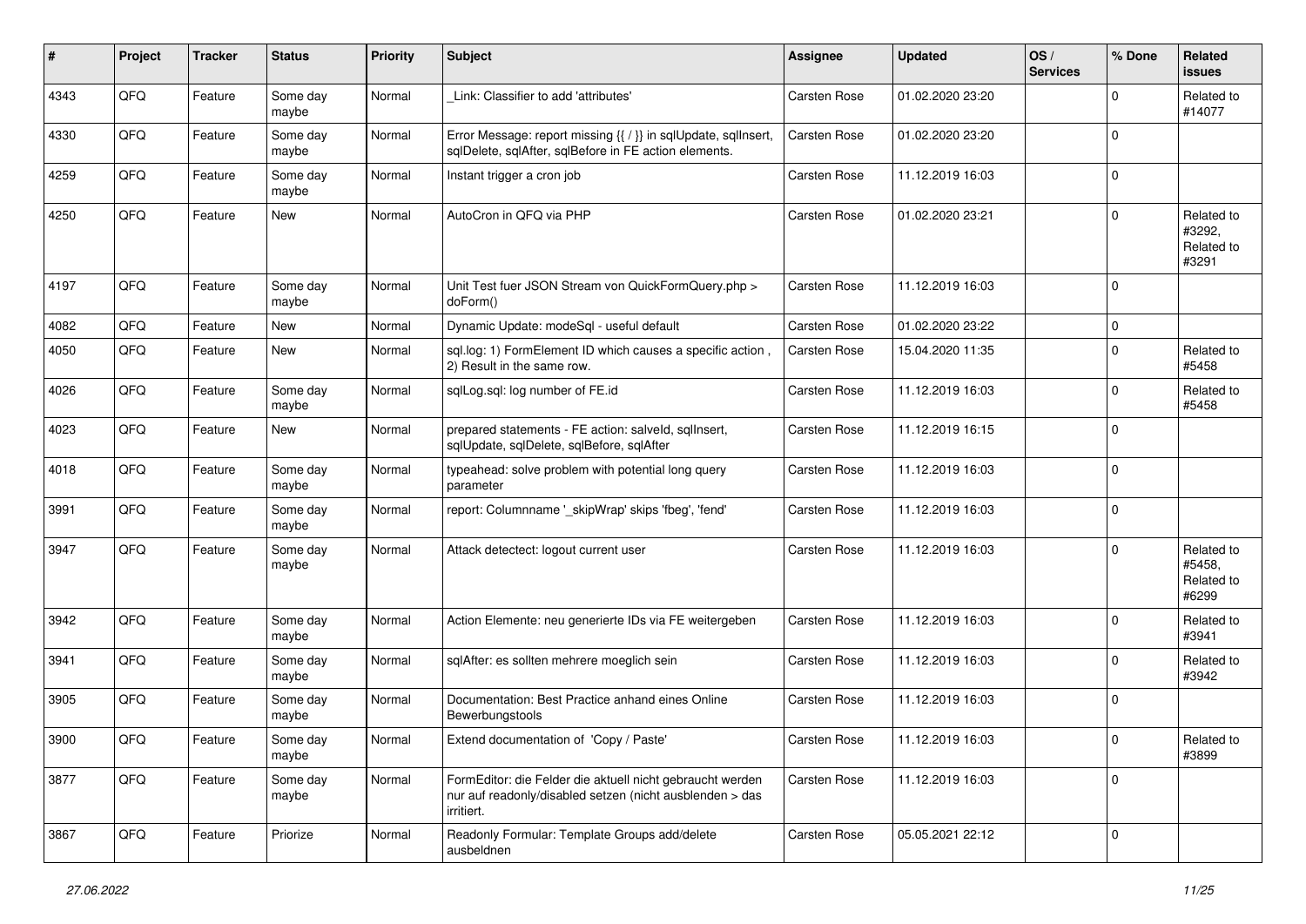| # | Project | Tracker | Status | Priority | Subject | Assignee | Updated | OS / Services | % Done | Related issues |
|---|---|---|---|---|---|---|---|---|---|---|
| 4343 | QFO | Feature | Some day maybe | Normal | _Link: Classifier to add 'attributes' | Carsten Rose | 01.02.2020 23:20 | | 0 | Related to #14077 |
| 4330 | QFQ | Feature | Some day maybe | Normal | Error Message: report missing {{ / }} in sqlUpdate, sqlInsert, sqlDelete, sqlAfter, sqlBefore in FE action elements. | Carsten Rose | 01.02.2020 23:20 | | 0 | |
| 4259 | QFQ | Feature | Some day maybe | Normal | Instant trigger a cron job | Carsten Rose | 11.12.2019 16:03 | | 0 | |
| 4250 | QFQ | Feature | New | Normal | AutoCron in QFQ via PHP | Carsten Rose | 01.02.2020 23:21 | | 0 | Related to #3292, Related to #3291 |
| 4197 | QFQ | Feature | Some day maybe | Normal | Unit Test fuer JSON Stream von QuickFormQuery.php > doForm() | Carsten Rose | 11.12.2019 16:03 | | 0 | |
| 4082 | QFQ | Feature | New | Normal | Dynamic Update: modeSql - useful default | Carsten Rose | 01.02.2020 23:22 | | 0 | |
| 4050 | QFQ | Feature | New | Normal | sql.log: 1) FormElement ID which causes a specific action , 2) Result in the same row. | Carsten Rose | 15.04.2020 11:35 | | 0 | Related to #5458 |
| 4026 | QFQ | Feature | Some day maybe | Normal | sqlLog.sql: log number of FE.id | Carsten Rose | 11.12.2019 16:03 | | 0 | Related to #5458 |
| 4023 | QFQ | Feature | New | Normal | prepared statements - FE action: salveld, sqlInsert, sqlUpdate, sqlDelete, sqlBefore, sqlAfter | Carsten Rose | 11.12.2019 16:15 | | 0 | |
| 4018 | QFQ | Feature | Some day maybe | Normal | typeahead: solve problem with potential long query parameter | Carsten Rose | 11.12.2019 16:03 | | 0 | |
| 3991 | QFQ | Feature | Some day maybe | Normal | report: Columnname '_skipWrap' skips 'fbeg', 'fend' | Carsten Rose | 11.12.2019 16:03 | | 0 | |
| 3947 | QFQ | Feature | Some day maybe | Normal | Attack detectect: logout current user | Carsten Rose | 11.12.2019 16:03 | | 0 | Related to #5458, Related to #6299 |
| 3942 | QFQ | Feature | Some day maybe | Normal | Action Elemente: neu generierte IDs via FE weitergeben | Carsten Rose | 11.12.2019 16:03 | | 0 | Related to #3941 |
| 3941 | QFQ | Feature | Some day maybe | Normal | sqlAfter: es sollten mehrere moeglich sein | Carsten Rose | 11.12.2019 16:03 | | 0 | Related to #3942 |
| 3905 | QFQ | Feature | Some day maybe | Normal | Documentation: Best Practice anhand eines Online Bewerbungstools | Carsten Rose | 11.12.2019 16:03 | | 0 | |
| 3900 | QFQ | Feature | Some day maybe | Normal | Extend documentation of 'Copy / Paste' | Carsten Rose | 11.12.2019 16:03 | | 0 | Related to #3899 |
| 3877 | QFQ | Feature | Some day maybe | Normal | FormEditor: die Felder die aktuell nicht gebraucht werden nur auf readonly/disabled setzen (nicht ausblenden > das irritiert. | Carsten Rose | 11.12.2019 16:03 | | 0 | |
| 3867 | QFQ | Feature | Priorize | Normal | Readonly Formular: Template Groups add/delete ausbeldnen | Carsten Rose | 05.05.2021 22:12 | | 0 | |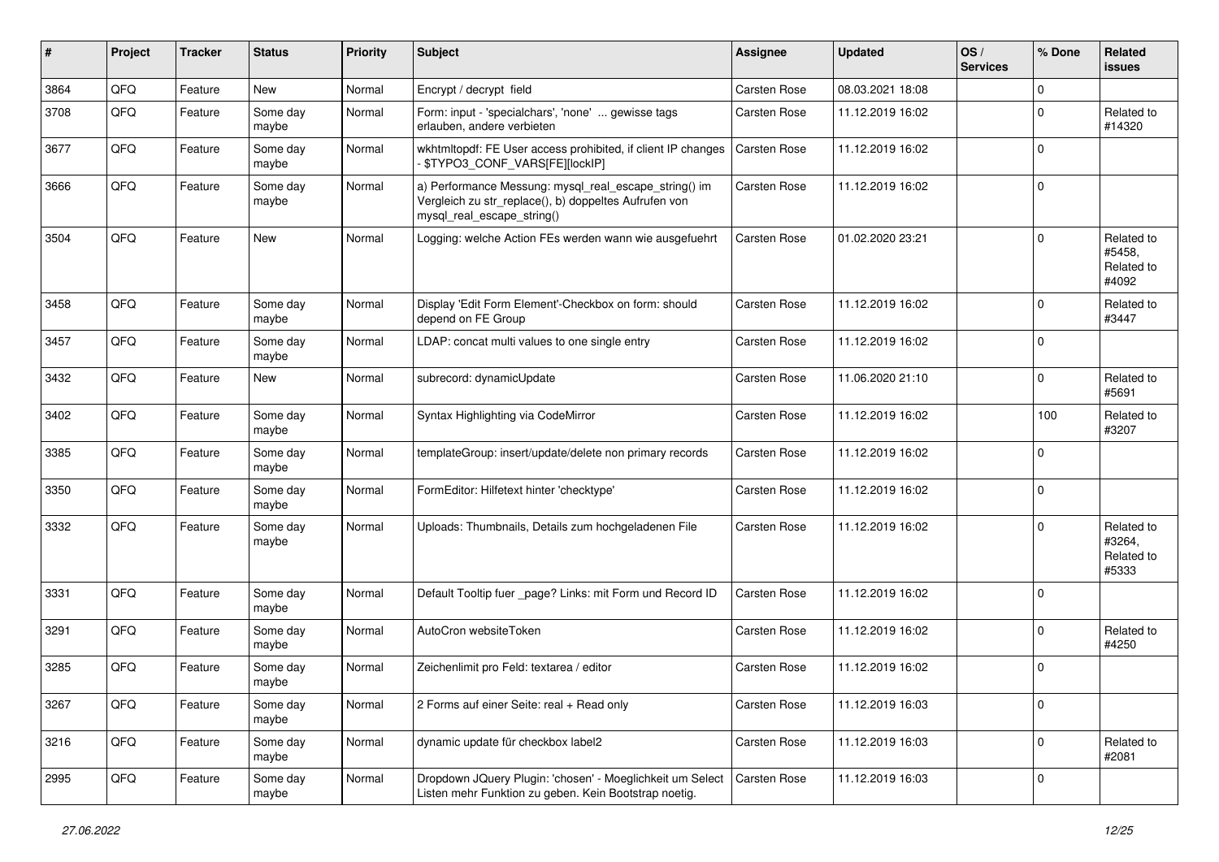| # | Project | Tracker | Status | Priority | Subject | Assignee | Updated | OS / Services | % Done | Related issues |
|---|---|---|---|---|---|---|---|---|---|---|
| 3864 | QFQ | Feature | New | Normal | Encrypt / decrypt field | Carsten Rose | 08.03.2021 18:08 | | 0 | |
| 3708 | QFQ | Feature | Some day maybe | Normal | Form: input - 'specialchars', 'none' ... gewisse tags erlauben, andere verbieten | Carsten Rose | 11.12.2019 16:02 | | 0 | Related to #14320 |
| 3677 | QFQ | Feature | Some day maybe | Normal | wkhtmltopdf: FE User access prohibited, if client IP changes - $TYPO3_CONF_VARS[FE][lockIP] | Carsten Rose | 11.12.2019 16:02 | | 0 | |
| 3666 | QFQ | Feature | Some day maybe | Normal | a) Performance Messung: mysql_real_escape_string() im Vergleich zu str_replace(), b) doppeltes Aufrufen von mysql_real_escape_string() | Carsten Rose | 11.12.2019 16:02 | | 0 | |
| 3504 | QFQ | Feature | New | Normal | Logging: welche Action FEs werden wann wie ausgefuehrt | Carsten Rose | 01.02.2020 23:21 | | 0 | Related to #5458, Related to #4092 |
| 3458 | QFQ | Feature | Some day maybe | Normal | Display 'Edit Form Element'-Checkbox on form: should depend on FE Group | Carsten Rose | 11.12.2019 16:02 | | 0 | Related to #3447 |
| 3457 | QFQ | Feature | Some day maybe | Normal | LDAP: concat multi values to one single entry | Carsten Rose | 11.12.2019 16:02 | | 0 | |
| 3432 | QFQ | Feature | New | Normal | subrecord: dynamicUpdate | Carsten Rose | 11.06.2020 21:10 | | 0 | Related to #5691 |
| 3402 | QFQ | Feature | Some day maybe | Normal | Syntax Highlighting via CodeMirror | Carsten Rose | 11.12.2019 16:02 | | 100 | Related to #3207 |
| 3385 | QFQ | Feature | Some day maybe | Normal | templateGroup: insert/update/delete non primary records | Carsten Rose | 11.12.2019 16:02 | | 0 | |
| 3350 | QFQ | Feature | Some day maybe | Normal | FormEditor: Hilfetext hinter 'checktype' | Carsten Rose | 11.12.2019 16:02 | | 0 | |
| 3332 | QFQ | Feature | Some day maybe | Normal | Uploads: Thumbnails, Details zum hochgeladenen File | Carsten Rose | 11.12.2019 16:02 | | 0 | Related to #3264, Related to #5333 |
| 3331 | QFQ | Feature | Some day maybe | Normal | Default Tooltip fuer _page? Links: mit Form und Record ID | Carsten Rose | 11.12.2019 16:02 | | 0 | |
| 3291 | QFQ | Feature | Some day maybe | Normal | AutoCron websiteToken | Carsten Rose | 11.12.2019 16:02 | | 0 | Related to #4250 |
| 3285 | QFQ | Feature | Some day maybe | Normal | Zeichenlimit pro Feld: textarea / editor | Carsten Rose | 11.12.2019 16:02 | | 0 | |
| 3267 | QFQ | Feature | Some day maybe | Normal | 2 Forms auf einer Seite: real + Read only | Carsten Rose | 11.12.2019 16:03 | | 0 | |
| 3216 | QFQ | Feature | Some day maybe | Normal | dynamic update für checkbox label2 | Carsten Rose | 11.12.2019 16:03 | | 0 | Related to #2081 |
| 2995 | QFQ | Feature | Some day maybe | Normal | Dropdown JQuery Plugin: 'chosen' - Moeglichkeit um Select Listen mehr Funktion zu geben. Kein Bootstrap noetig. | Carsten Rose | 11.12.2019 16:03 | | 0 | |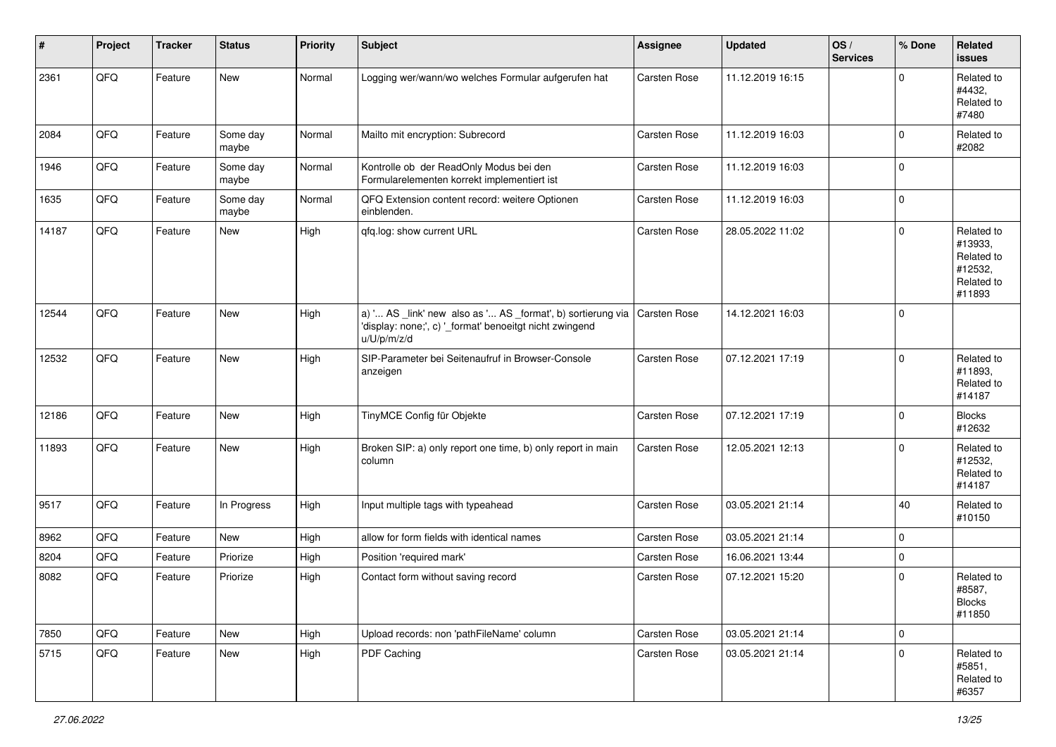| # | Project | Tracker | Status | Priority | Subject | Assignee | Updated | OS / Services | % Done | Related issues |
|---|---|---|---|---|---|---|---|---|---|---|
| 2361 | QFQ | Feature | New | Normal | Logging wer/wann/wo welches Formular aufgerufen hat | Carsten Rose | 11.12.2019 16:15 | | 0 | Related to #4432, Related to #7480 |
| 2084 | QFQ | Feature | Some day maybe | Normal | Mailto mit encryption: Subrecord | Carsten Rose | 11.12.2019 16:03 | | 0 | Related to #2082 |
| 1946 | QFQ | Feature | Some day maybe | Normal | Kontrolle ob der ReadOnly Modus bei den Formularelementen korrekt implementiert ist | Carsten Rose | 11.12.2019 16:03 | | 0 | |
| 1635 | QFQ | Feature | Some day maybe | Normal | QFQ Extension content record: weitere Optionen einblenden. | Carsten Rose | 11.12.2019 16:03 | | 0 | |
| 14187 | QFQ | Feature | New | High | qfq.log: show current URL | Carsten Rose | 28.05.2022 11:02 | | 0 | Related to #13933, Related to #12532, Related to #11893 |
| 12544 | QFQ | Feature | New | High | a) '... AS _link' new also as '... AS _format', b) sortierung via 'display: none;', c) '_format' benoeitgt nicht zwingend u/U/p/m/z/d | Carsten Rose | 14.12.2021 16:03 | | 0 | |
| 12532 | QFQ | Feature | New | High | SIP-Parameter bei Seitenaufruf in Browser-Console anzeigen | Carsten Rose | 07.12.2021 17:19 | | 0 | Related to #11893, Related to #14187 |
| 12186 | QFQ | Feature | New | High | TinyMCE Config für Objekte | Carsten Rose | 07.12.2021 17:19 | | 0 | Blocks #12632 |
| 11893 | QFQ | Feature | New | High | Broken SIP: a) only report one time, b) only report in main column | Carsten Rose | 12.05.2021 12:13 | | 0 | Related to #12532, Related to #14187 |
| 9517 | QFQ | Feature | In Progress | High | Input multiple tags with typeahead | Carsten Rose | 03.05.2021 21:14 | | 40 | Related to #10150 |
| 8962 | QFQ | Feature | New | High | allow for form fields with identical names | Carsten Rose | 03.05.2021 21:14 | | 0 | |
| 8204 | QFQ | Feature | Priorize | High | Position 'required mark' | Carsten Rose | 16.06.2021 13:44 | | 0 | |
| 8082 | QFQ | Feature | Priorize | High | Contact form without saving record | Carsten Rose | 07.12.2021 15:20 | | 0 | Related to #8587, Blocks #11850 |
| 7850 | QFQ | Feature | New | High | Upload records: non 'pathFileName' column | Carsten Rose | 03.05.2021 21:14 | | 0 | |
| 5715 | QFQ | Feature | New | High | PDF Caching | Carsten Rose | 03.05.2021 21:14 | | 0 | Related to #5851, Related to #6357 |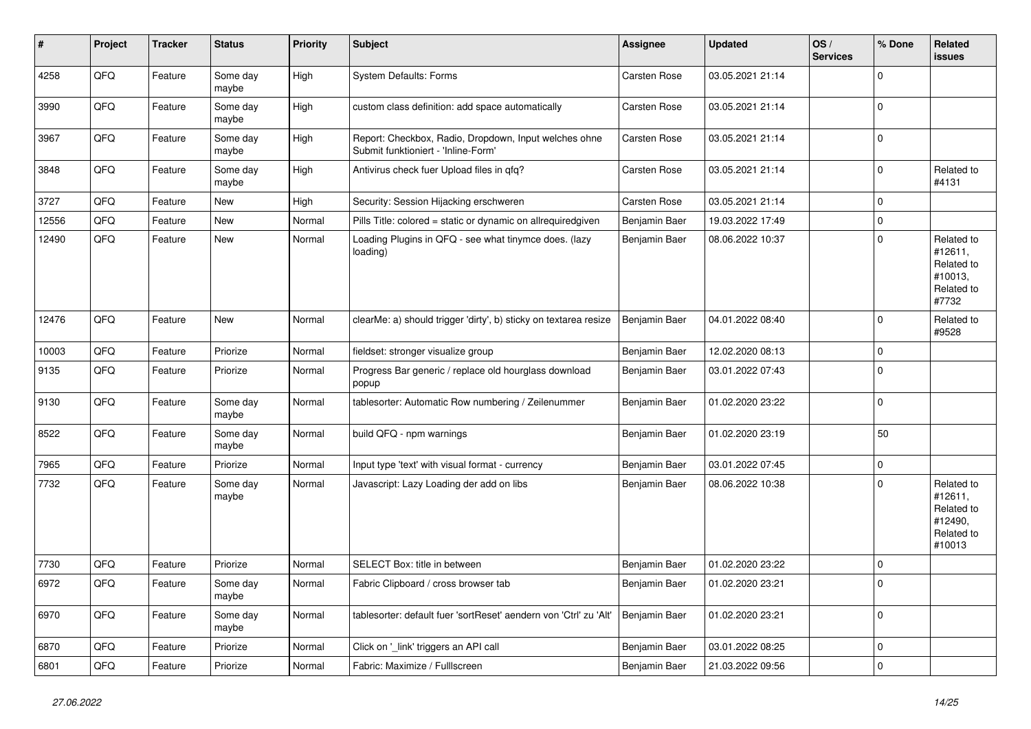| # | Project | Tracker | Status | Priority | Subject | Assignee | Updated | OS / Services | % Done | Related issues |
|---|---|---|---|---|---|---|---|---|---|---|
| 4258 | QFQ | Feature | Some day maybe | High | System Defaults: Forms | Carsten Rose | 03.05.2021 21:14 | | 0 | |
| 3990 | QFQ | Feature | Some day maybe | High | custom class definition: add space automatically | Carsten Rose | 03.05.2021 21:14 | | 0 | |
| 3967 | QFQ | Feature | Some day maybe | High | Report: Checkbox, Radio, Dropdown, Input welches ohne Submit funktioniert - 'Inline-Form' | Carsten Rose | 03.05.2021 21:14 | | 0 | |
| 3848 | QFQ | Feature | Some day maybe | High | Antivirus check fuer Upload files in qfq? | Carsten Rose | 03.05.2021 21:14 | | 0 | Related to #4131 |
| 3727 | QFQ | Feature | New | High | Security: Session Hijacking erschweren | Carsten Rose | 03.05.2021 21:14 | | 0 | |
| 12556 | QFQ | Feature | New | Normal | Pills Title: colored = static or dynamic on allrequiredgiven | Benjamin Baer | 19.03.2022 17:49 | | 0 | |
| 12490 | QFQ | Feature | New | Normal | Loading Plugins in QFQ - see what tinymce does. (lazy loading) | Benjamin Baer | 08.06.2022 10:37 | | 0 | Related to #12611, Related to #10013, Related to #7732 |
| 12476 | QFQ | Feature | New | Normal | clearMe: a) should trigger 'dirty', b) sticky on textarea resize | Benjamin Baer | 04.01.2022 08:40 | | 0 | Related to #9528 |
| 10003 | QFQ | Feature | Priorize | Normal | fieldset: stronger visualize group | Benjamin Baer | 12.02.2020 08:13 | | 0 | |
| 9135 | QFQ | Feature | Priorize | Normal | Progress Bar generic / replace old hourglass download popup | Benjamin Baer | 03.01.2022 07:43 | | 0 | |
| 9130 | QFQ | Feature | Some day maybe | Normal | tablesorter: Automatic Row numbering / Zeilenummer | Benjamin Baer | 01.02.2020 23:22 | | 0 | |
| 8522 | QFQ | Feature | Some day maybe | Normal | build QFQ - npm warnings | Benjamin Baer | 01.02.2020 23:19 | | 50 | |
| 7965 | QFQ | Feature | Priorize | Normal | Input type 'text' with visual format - currency | Benjamin Baer | 03.01.2022 07:45 | | 0 | |
| 7732 | QFQ | Feature | Some day maybe | Normal | Javascript: Lazy Loading der add on libs | Benjamin Baer | 08.06.2022 10:38 | | 0 | Related to #12611, Related to #12490, Related to #10013 |
| 7730 | QFQ | Feature | Priorize | Normal | SELECT Box: title in between | Benjamin Baer | 01.02.2020 23:22 | | 0 | |
| 6972 | QFQ | Feature | Some day maybe | Normal | Fabric Clipboard / cross browser tab | Benjamin Baer | 01.02.2020 23:21 | | 0 | |
| 6970 | QFQ | Feature | Some day maybe | Normal | tablesorter: default fuer 'sortReset' aendern von 'Ctrl' zu 'Alt' | Benjamin Baer | 01.02.2020 23:21 | | 0 | |
| 6870 | QFQ | Feature | Priorize | Normal | Click on '_link' triggers an API call | Benjamin Baer | 03.01.2022 08:25 | | 0 | |
| 6801 | QFQ | Feature | Priorize | Normal | Fabric: Maximize / Fulllscreen | Benjamin Baer | 21.03.2022 09:56 | | 0 | |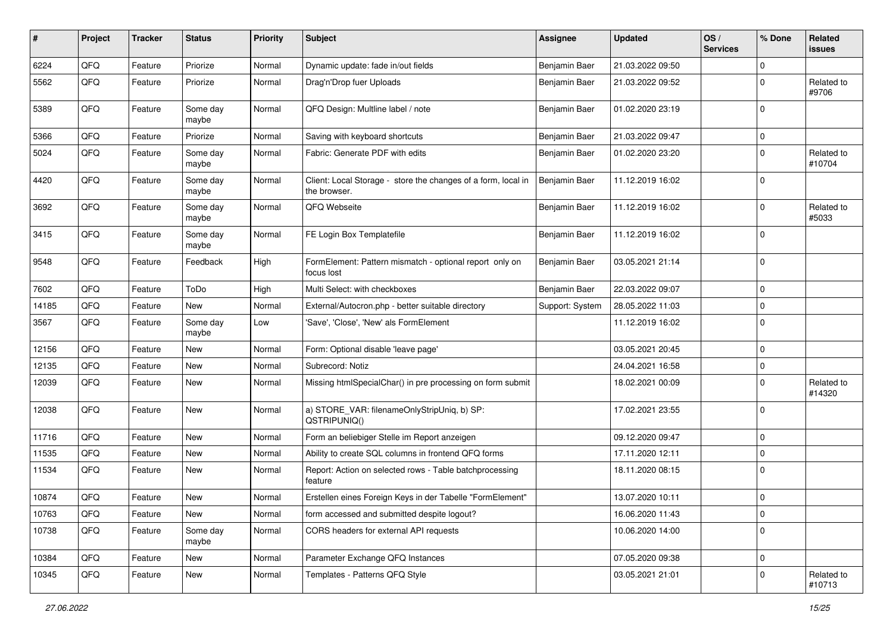| # | Project | Tracker | Status | Priority | Subject | Assignee | Updated | OS / Services | % Done | Related issues |
|---|---|---|---|---|---|---|---|---|---|---|
| 6224 | QFQ | Feature | Priorize | Normal | Dynamic update: fade in/out fields | Benjamin Baer | 21.03.2022 09:50 | | 0 | |
| 5562 | QFQ | Feature | Priorize | Normal | Drag'n'Drop fuer Uploads | Benjamin Baer | 21.03.2022 09:52 | | 0 | Related to #9706 |
| 5389 | QFQ | Feature | Some day maybe | Normal | QFQ Design: Multline label / note | Benjamin Baer | 01.02.2020 23:19 | | 0 | |
| 5366 | QFQ | Feature | Priorize | Normal | Saving with keyboard shortcuts | Benjamin Baer | 21.03.2022 09:47 | | 0 | |
| 5024 | QFQ | Feature | Some day maybe | Normal | Fabric: Generate PDF with edits | Benjamin Baer | 01.02.2020 23:20 | | 0 | Related to #10704 |
| 4420 | QFQ | Feature | Some day maybe | Normal | Client: Local Storage - store the changes of a form, local in the browser. | Benjamin Baer | 11.12.2019 16:02 | | 0 | |
| 3692 | QFQ | Feature | Some day maybe | Normal | QFQ Webseite | Benjamin Baer | 11.12.2019 16:02 | | 0 | Related to #5033 |
| 3415 | QFQ | Feature | Some day maybe | Normal | FE Login Box Templatefile | Benjamin Baer | 11.12.2019 16:02 | | 0 | |
| 9548 | QFQ | Feature | Feedback | High | FormElement: Pattern mismatch - optional report only on focus lost | Benjamin Baer | 03.05.2021 21:14 | | 0 | |
| 7602 | QFQ | Feature | ToDo | High | Multi Select: with checkboxes | Benjamin Baer | 22.03.2022 09:07 | | 0 | |
| 14185 | QFQ | Feature | New | Normal | External/Autocron.php - better suitable directory | Support: System | 28.05.2022 11:03 | | 0 | |
| 3567 | QFQ | Feature | Some day maybe | Low | 'Save', 'Close', 'New' als FormElement | | 11.12.2019 16:02 | | 0 | |
| 12156 | QFQ | Feature | New | Normal | Form: Optional disable 'leave page' | | 03.05.2021 20:45 | | 0 | |
| 12135 | QFQ | Feature | New | Normal | Subrecord: Notiz | | 24.04.2021 16:58 | | 0 | |
| 12039 | QFQ | Feature | New | Normal | Missing htmlSpecialChar() in pre processing on form submit | | 18.02.2021 00:09 | | 0 | Related to #14320 |
| 12038 | QFQ | Feature | New | Normal | a) STORE_VAR: filenameOnlyStripUniq, b) SP: QSTRIPUNIQ() | | 17.02.2021 23:55 | | 0 | |
| 11716 | QFQ | Feature | New | Normal | Form an beliebiger Stelle im Report anzeigen | | 09.12.2020 09:47 | | 0 | |
| 11535 | QFQ | Feature | New | Normal | Ability to create SQL columns in frontend QFQ forms | | 17.11.2020 12:11 | | 0 | |
| 11534 | QFQ | Feature | New | Normal | Report: Action on selected rows - Table batchprocessing feature | | 18.11.2020 08:15 | | 0 | |
| 10874 | QFQ | Feature | New | Normal | Erstellen eines Foreign Keys in der Tabelle "FormElement" | | 13.07.2020 10:11 | | 0 | |
| 10763 | QFQ | Feature | New | Normal | form accessed and submitted despite logout? | | 16.06.2020 11:43 | | 0 | |
| 10738 | QFQ | Feature | Some day maybe | Normal | CORS headers for external API requests | | 10.06.2020 14:00 | | 0 | |
| 10384 | QFQ | Feature | New | Normal | Parameter Exchange QFQ Instances | | 07.05.2020 09:38 | | 0 | |
| 10345 | QFQ | Feature | New | Normal | Templates - Patterns QFQ Style | | 03.05.2021 21:01 | | 0 | Related to #10713 |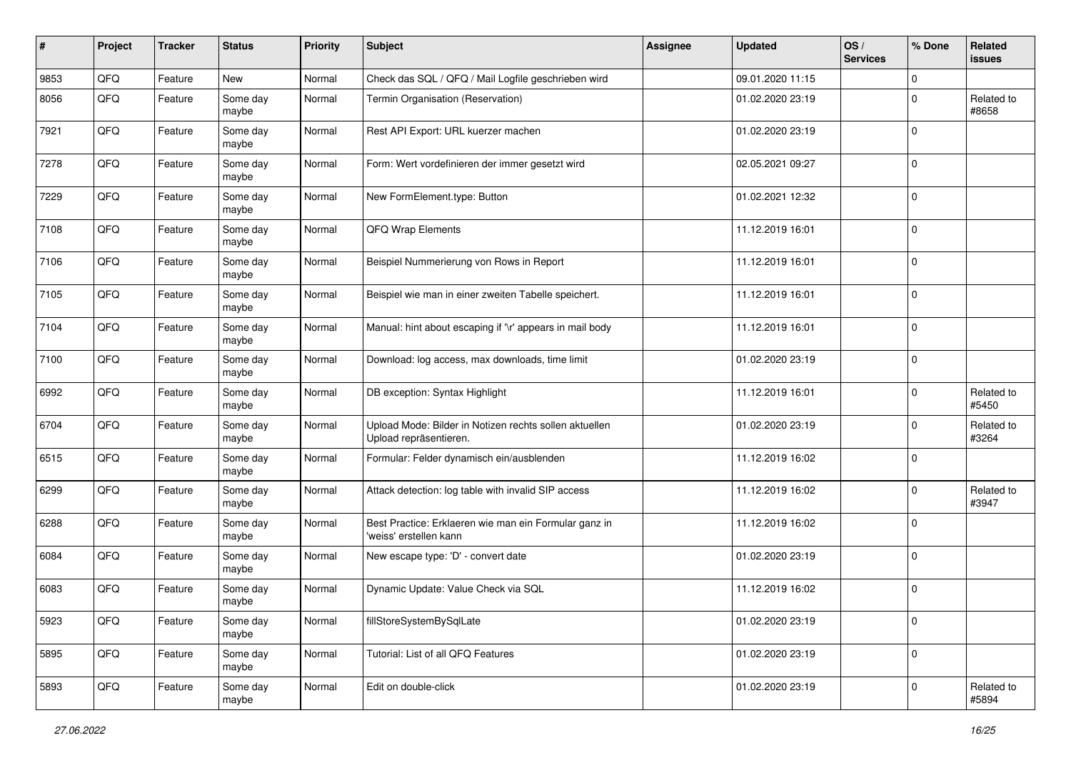| # | Project | Tracker | Status | Priority | Subject | Assignee | Updated | OS / Services | % Done | Related issues |
|---|---|---|---|---|---|---|---|---|---|---|
| 9853 | QFQ | Feature | New | Normal | Check das SQL / QFQ / Mail Logfile geschrieben wird | | 09.01.2020 11:15 | | 0 | |
| 8056 | QFQ | Feature | Some day maybe | Normal | Termin Organisation (Reservation) | | 01.02.2020 23:19 | | 0 | Related to #8658 |
| 7921 | QFQ | Feature | Some day maybe | Normal | Rest API Export: URL kuerzer machen | | 01.02.2020 23:19 | | 0 | |
| 7278 | QFQ | Feature | Some day maybe | Normal | Form: Wert vordefinieren der immer gesetzt wird | | 02.05.2021 09:27 | | 0 | |
| 7229 | QFQ | Feature | Some day maybe | Normal | New FormElement.type: Button | | 01.02.2021 12:32 | | 0 | |
| 7108 | QFQ | Feature | Some day maybe | Normal | QFQ Wrap Elements | | 11.12.2019 16:01 | | 0 | |
| 7106 | QFQ | Feature | Some day maybe | Normal | Beispiel Nummerierung von Rows in Report | | 11.12.2019 16:01 | | 0 | |
| 7105 | QFQ | Feature | Some day maybe | Normal | Beispiel wie man in einer zweiten Tabelle speichert. | | 11.12.2019 16:01 | | 0 | |
| 7104 | QFQ | Feature | Some day maybe | Normal | Manual: hint about escaping if '\r' appears in mail body | | 11.12.2019 16:01 | | 0 | |
| 7100 | QFQ | Feature | Some day maybe | Normal | Download: log access, max downloads, time limit | | 01.02.2020 23:19 | | 0 | |
| 6992 | QFQ | Feature | Some day maybe | Normal | DB exception: Syntax Highlight | | 11.12.2019 16:01 | | 0 | Related to #5450 |
| 6704 | QFQ | Feature | Some day maybe | Normal | Upload Mode: Bilder in Notizen rechts sollen aktuellen Upload repräsentieren. | | 01.02.2020 23:19 | | 0 | Related to #3264 |
| 6515 | QFQ | Feature | Some day maybe | Normal | Formular: Felder dynamisch ein/ausblenden | | 11.12.2019 16:02 | | 0 | |
| 6299 | QFQ | Feature | Some day maybe | Normal | Attack detection: log table with invalid SIP access | | 11.12.2019 16:02 | | 0 | Related to #3947 |
| 6288 | QFQ | Feature | Some day maybe | Normal | Best Practice: Erklaeren wie man ein Formular ganz in 'weiss' erstellen kann | | 11.12.2019 16:02 | | 0 | |
| 6084 | QFQ | Feature | Some day maybe | Normal | New escape type: 'D' - convert date | | 01.02.2020 23:19 | | 0 | |
| 6083 | QFQ | Feature | Some day maybe | Normal | Dynamic Update: Value Check via SQL | | 11.12.2019 16:02 | | 0 | |
| 5923 | QFQ | Feature | Some day maybe | Normal | fillStoreSystemBySqlLate | | 01.02.2020 23:19 | | 0 | |
| 5895 | QFQ | Feature | Some day maybe | Normal | Tutorial: List of all QFQ Features | | 01.02.2020 23:19 | | 0 | |
| 5893 | QFQ | Feature | Some day maybe | Normal | Edit on double-click | | 01.02.2020 23:19 | | 0 | Related to #5894 |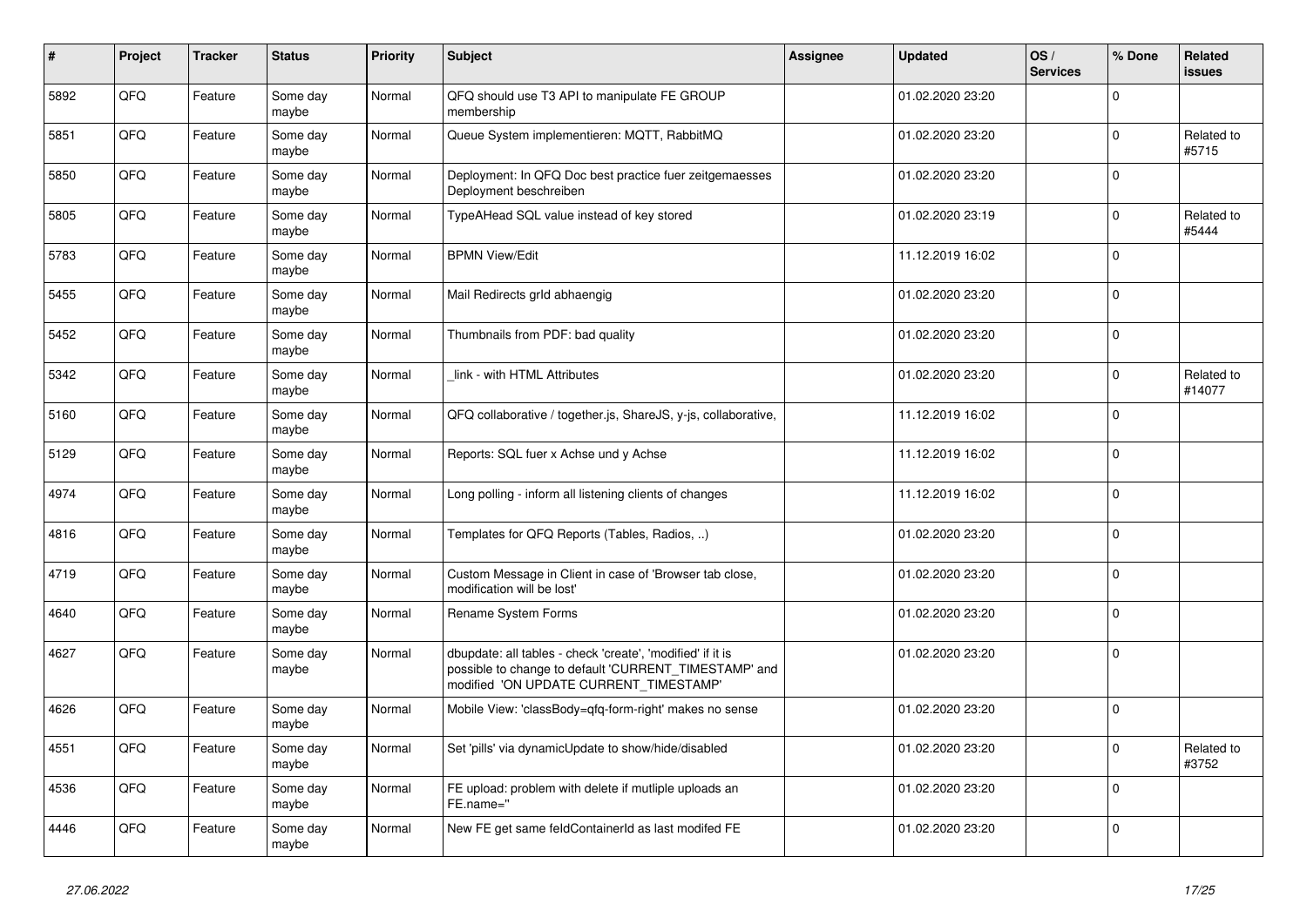| # | Project | Tracker | Status | Priority | Subject | Assignee | Updated | OS / Services | % Done | Related issues |
|---|---|---|---|---|---|---|---|---|---|---|
| 5892 | QFQ | Feature | Some day maybe | Normal | QFQ should use T3 API to manipulate FE GROUP membership | | 01.02.2020 23:20 | | 0 | |
| 5851 | QFQ | Feature | Some day maybe | Normal | Queue System implementieren: MQTT, RabbitMQ | | 01.02.2020 23:20 | | 0 | Related to #5715 |
| 5850 | QFQ | Feature | Some day maybe | Normal | Deployment: In QFQ Doc best practice fuer zeitgemaesses Deployment beschreiben | | 01.02.2020 23:20 | | 0 | |
| 5805 | QFQ | Feature | Some day maybe | Normal | TypeAHead SQL value instead of key stored | | 01.02.2020 23:19 | | 0 | Related to #5444 |
| 5783 | QFQ | Feature | Some day maybe | Normal | BPMN View/Edit | | 11.12.2019 16:02 | | 0 | |
| 5455 | QFQ | Feature | Some day maybe | Normal | Mail Redirects grId abhaengig | | 01.02.2020 23:20 | | 0 | |
| 5452 | QFQ | Feature | Some day maybe | Normal | Thumbnails from PDF: bad quality | | 01.02.2020 23:20 | | 0 | |
| 5342 | QFQ | Feature | Some day maybe | Normal | _link - with HTML Attributes | | 01.02.2020 23:20 | | 0 | Related to #14077 |
| 5160 | QFQ | Feature | Some day maybe | Normal | QFQ collaborative / together.js, ShareJS, y-js, collaborative, | | 11.12.2019 16:02 | | 0 | |
| 5129 | QFQ | Feature | Some day maybe | Normal | Reports: SQL fuer x Achse und y Achse | | 11.12.2019 16:02 | | 0 | |
| 4974 | QFQ | Feature | Some day maybe | Normal | Long polling - inform all listening clients of changes | | 11.12.2019 16:02 | | 0 | |
| 4816 | QFQ | Feature | Some day maybe | Normal | Templates for QFQ Reports (Tables, Radios, ..) | | 01.02.2020 23:20 | | 0 | |
| 4719 | QFQ | Feature | Some day maybe | Normal | Custom Message in Client in case of 'Browser tab close, modification will be lost' | | 01.02.2020 23:20 | | 0 | |
| 4640 | QFQ | Feature | Some day maybe | Normal | Rename System Forms | | 01.02.2020 23:20 | | 0 | |
| 4627 | QFQ | Feature | Some day maybe | Normal | dbupdate: all tables - check 'create', 'modified' if it is possible to change to default 'CURRENT_TIMESTAMP' and modified 'ON UPDATE CURRENT_TIMESTAMP' | | 01.02.2020 23:20 | | 0 | |
| 4626 | QFQ | Feature | Some day maybe | Normal | Mobile View: 'classBody=qfq-form-right' makes no sense | | 01.02.2020 23:20 | | 0 | |
| 4551 | QFQ | Feature | Some day maybe | Normal | Set 'pills' via dynamicUpdate to show/hide/disabled | | 01.02.2020 23:20 | | 0 | Related to #3752 |
| 4536 | QFQ | Feature | Some day maybe | Normal | FE upload: problem with delete if mutliple uploads an FE.name=" | | 01.02.2020 23:20 | | 0 | |
| 4446 | QFQ | Feature | Some day maybe | Normal | New FE get same feldContainerId as last modifed FE | | 01.02.2020 23:20 | | 0 | |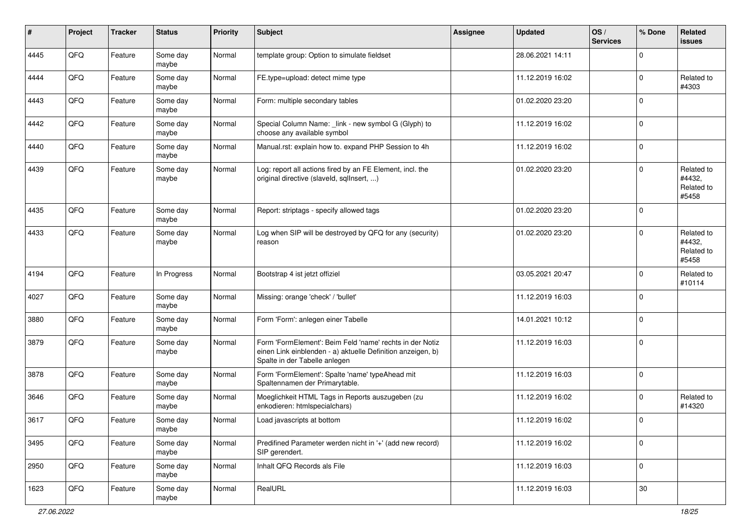| # | Project | Tracker | Status | Priority | Subject | Assignee | Updated | OS / Services | % Done | Related issues |
|---|---|---|---|---|---|---|---|---|---|---|
| 4445 | QFQ | Feature | Some day maybe | Normal | template group: Option to simulate fieldset | | 28.06.2021 14:11 | | 0 | |
| 4444 | QFQ | Feature | Some day maybe | Normal | FE.type=upload: detect mime type | | 11.12.2019 16:02 | | 0 | Related to #4303 |
| 4443 | QFQ | Feature | Some day maybe | Normal | Form: multiple secondary tables | | 01.02.2020 23:20 | | 0 | |
| 4442 | QFQ | Feature | Some day maybe | Normal | Special Column Name: _link - new symbol G (Glyph) to choose any available symbol | | 11.12.2019 16:02 | | 0 | |
| 4440 | QFQ | Feature | Some day maybe | Normal | Manual.rst: explain how to. expand PHP Session to 4h | | 11.12.2019 16:02 | | 0 | |
| 4439 | QFQ | Feature | Some day maybe | Normal | Log: report all actions fired by an FE Element, incl. the original directive (slaveId, sqlInsert, ...) | | 01.02.2020 23:20 | | 0 | Related to #4432, Related to #5458 |
| 4435 | QFQ | Feature | Some day maybe | Normal | Report: striptags - specify allowed tags | | 01.02.2020 23:20 | | 0 | |
| 4433 | QFQ | Feature | Some day maybe | Normal | Log when SIP will be destroyed by QFQ for any (security) reason | | 01.02.2020 23:20 | | 0 | Related to #4432, Related to #5458 |
| 4194 | QFQ | Feature | In Progress | Normal | Bootstrap 4 ist jetzt offiziel | | 03.05.2021 20:47 | | 0 | Related to #10114 |
| 4027 | QFQ | Feature | Some day maybe | Normal | Missing: orange 'check' / 'bullet' | | 11.12.2019 16:03 | | 0 | |
| 3880 | QFQ | Feature | Some day maybe | Normal | Form 'Form': anlegen einer Tabelle | | 14.01.2021 10:12 | | 0 | |
| 3879 | QFQ | Feature | Some day maybe | Normal | Form 'FormElement': Beim Feld 'name' rechts in der Notiz einen Link einblenden - a) aktuelle Definition anzeigen, b) Spalte in der Tabelle anlegen | | 11.12.2019 16:03 | | 0 | |
| 3878 | QFQ | Feature | Some day maybe | Normal | Form 'FormElement': Spalte 'name' typeAhead mit Spaltennamen der Primarytable. | | 11.12.2019 16:03 | | 0 | |
| 3646 | QFQ | Feature | Some day maybe | Normal | Moeglichkeit HTML Tags in Reports auszugeben (zu enkodieren: htmlspecialchars) | | 11.12.2019 16:02 | | 0 | Related to #14320 |
| 3617 | QFQ | Feature | Some day maybe | Normal | Load javascripts at bottom | | 11.12.2019 16:02 | | 0 | |
| 3495 | QFQ | Feature | Some day maybe | Normal | Predifined Parameter werden nicht in '+' (add new record) SIP gerendert. | | 11.12.2019 16:02 | | 0 | |
| 2950 | QFQ | Feature | Some day maybe | Normal | Inhalt QFQ Records als File | | 11.12.2019 16:03 | | 0 | |
| 1623 | QFQ | Feature | Some day maybe | Normal | RealURL | | 11.12.2019 16:03 | | 30 | |

27.06.2022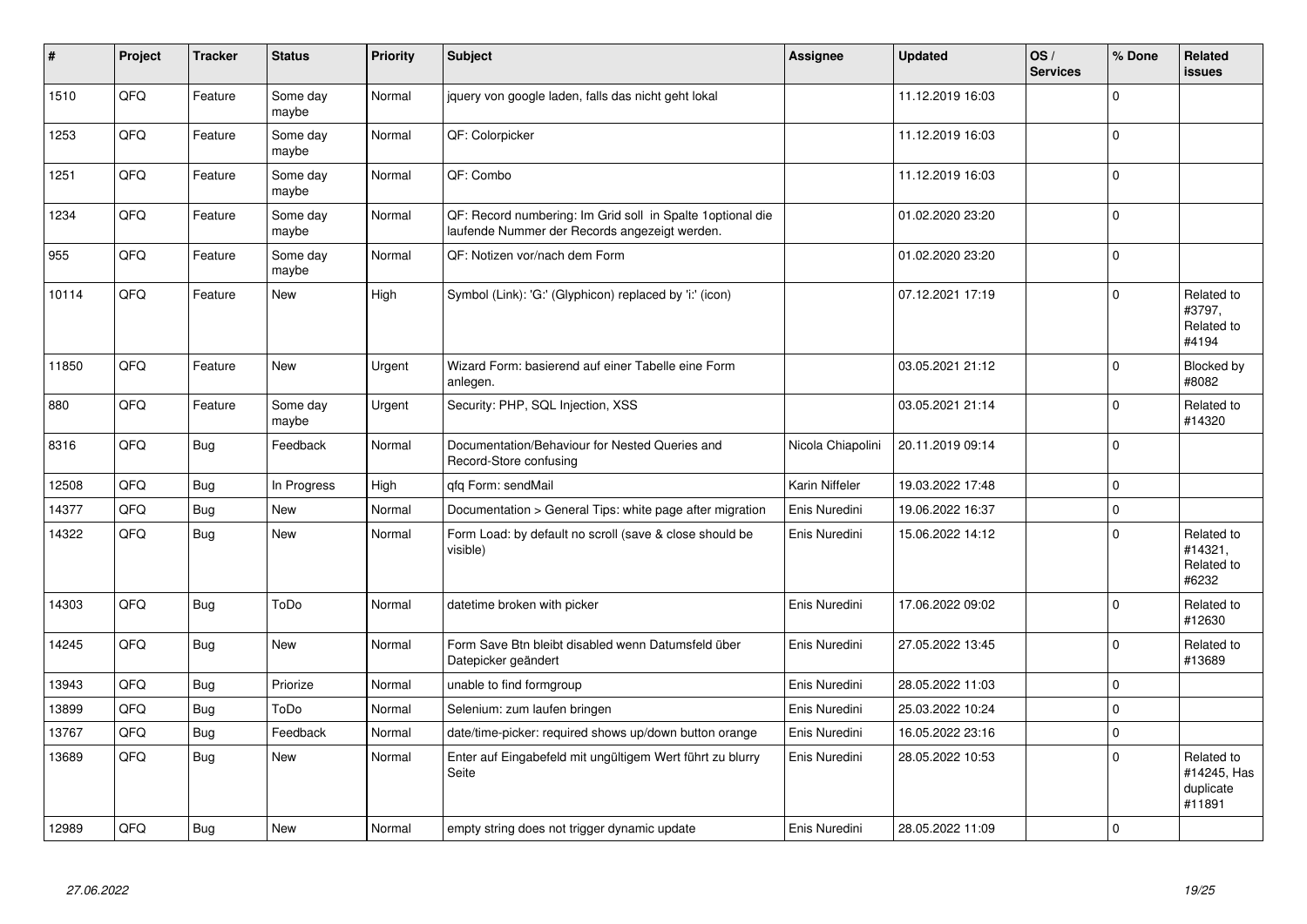| # | Project | Tracker | Status | Priority | Subject | Assignee | Updated | OS / Services | % Done | Related issues |
|---|---|---|---|---|---|---|---|---|---|---|
| 1510 | QFQ | Feature | Some day maybe | Normal | jquery von google laden, falls das nicht geht lokal | | 11.12.2019 16:03 | | 0 | |
| 1253 | QFQ | Feature | Some day maybe | Normal | QF: Colorpicker | | 11.12.2019 16:03 | | 0 | |
| 1251 | QFQ | Feature | Some day maybe | Normal | QF: Combo | | 11.12.2019 16:03 | | 0 | |
| 1234 | QFQ | Feature | Some day maybe | Normal | QF: Record numbering: Im Grid soll in Spalte 1optional die laufende Nummer der Records angezeigt werden. | | 01.02.2020 23:20 | | 0 | |
| 955 | QFQ | Feature | Some day maybe | Normal | QF: Notizen vor/nach dem Form | | 01.02.2020 23:20 | | 0 | |
| 10114 | QFQ | Feature | New | High | Symbol (Link): 'G:' (Glyphicon) replaced by 'i:' (icon) | | 07.12.2021 17:19 | | 0 | Related to #3797, Related to #4194 |
| 11850 | QFQ | Feature | New | Urgent | Wizard Form: basierend auf einer Tabelle eine Form anlegen. | | 03.05.2021 21:12 | | 0 | Blocked by #8082 |
| 880 | QFQ | Feature | Some day maybe | Urgent | Security: PHP, SQL Injection, XSS | | 03.05.2021 21:14 | | 0 | Related to #14320 |
| 8316 | QFQ | Bug | Feedback | Normal | Documentation/Behaviour for Nested Queries and Record-Store confusing | Nicola Chiapolini | 20.11.2019 09:14 | | 0 | |
| 12508 | QFQ | Bug | In Progress | High | qfq Form: sendMail | Karin Niffeler | 19.03.2022 17:48 | | 0 | |
| 14377 | QFQ | Bug | New | Normal | Documentation > General Tips: white page after migration | Enis Nuredini | 19.06.2022 16:37 | | 0 | |
| 14322 | QFQ | Bug | New | Normal | Form Load: by default no scroll (save & close should be visible) | Enis Nuredini | 15.06.2022 14:12 | | 0 | Related to #14321, Related to #6232 |
| 14303 | QFQ | Bug | ToDo | Normal | datetime broken with picker | Enis Nuredini | 17.06.2022 09:02 | | 0 | Related to #12630 |
| 14245 | QFQ | Bug | New | Normal | Form Save Btn bleibt disabled wenn Datumsfeld über Datepicker geändert | Enis Nuredini | 27.05.2022 13:45 | | 0 | Related to #13689 |
| 13943 | QFQ | Bug | Priorize | Normal | unable to find formgroup | Enis Nuredini | 28.05.2022 11:03 | | 0 | |
| 13899 | QFQ | Bug | ToDo | Normal | Selenium: zum laufen bringen | Enis Nuredini | 25.03.2022 10:24 | | 0 | |
| 13767 | QFQ | Bug | Feedback | Normal | date/time-picker: required shows up/down button orange | Enis Nuredini | 16.05.2022 23:16 | | 0 | |
| 13689 | QFQ | Bug | New | Normal | Enter auf Eingabefeld mit ungültigem Wert führt zu blurry Seite | Enis Nuredini | 28.05.2022 10:53 | | 0 | Related to #14245, Has duplicate #11891 |
| 12989 | QFQ | Bug | New | Normal | empty string does not trigger dynamic update | Enis Nuredini | 28.05.2022 11:09 | | 0 | |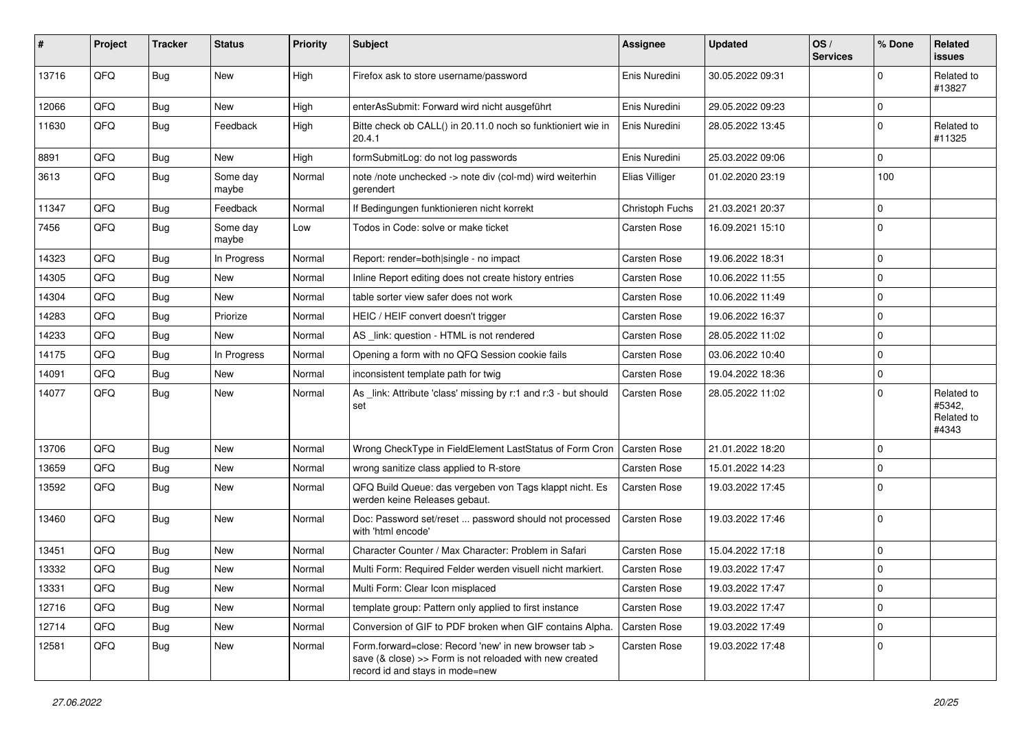| # | Project | Tracker | Status | Priority | Subject | Assignee | Updated | OS / Services | % Done | Related issues |
|---|---|---|---|---|---|---|---|---|---|---|
| 13716 | QFQ | Bug | New | High | Firefox ask to store username/password | Enis Nuredini | 30.05.2022 09:31 | | 0 | Related to #13827 |
| 12066 | QFQ | Bug | New | High | enterAsSubmit: Forward wird nicht ausgeführt | Enis Nuredini | 29.05.2022 09:23 | | 0 | |
| 11630 | QFQ | Bug | Feedback | High | Bitte check ob CALL() in 20.11.0 noch so funktioniert wie in 20.4.1 | Enis Nuredini | 28.05.2022 13:45 | | 0 | Related to #11325 |
| 8891 | QFQ | Bug | New | High | formSubmitLog: do not log passwords | Enis Nuredini | 25.03.2022 09:06 | | 0 | |
| 3613 | QFQ | Bug | Some day maybe | Normal | note /note unchecked -> note div (col-md) wird weiterhin gerendert | Elias Villiger | 01.02.2020 23:19 | | 100 | |
| 11347 | QFQ | Bug | Feedback | Normal | If Bedingungen funktionieren nicht korrekt | Christoph Fuchs | 21.03.2021 20:37 | | 0 | |
| 7456 | QFQ | Bug | Some day maybe | Low | Todos in Code: solve or make ticket | Carsten Rose | 16.09.2021 15:10 | | 0 | |
| 14323 | QFQ | Bug | In Progress | Normal | Report: render=both\|single - no impact | Carsten Rose | 19.06.2022 18:31 | | 0 | |
| 14305 | QFQ | Bug | New | Normal | Inline Report editing does not create history entries | Carsten Rose | 10.06.2022 11:55 | | 0 | |
| 14304 | QFQ | Bug | New | Normal | table sorter view safer does not work | Carsten Rose | 10.06.2022 11:49 | | 0 | |
| 14283 | QFQ | Bug | Priorize | Normal | HEIC / HEIF convert doesn't trigger | Carsten Rose | 19.06.2022 16:37 | | 0 | |
| 14233 | QFQ | Bug | New | Normal | AS _link: question - HTML is not rendered | Carsten Rose | 28.05.2022 11:02 | | 0 | |
| 14175 | QFQ | Bug | In Progress | Normal | Opening a form with no QFQ Session cookie fails | Carsten Rose | 03.06.2022 10:40 | | 0 | |
| 14091 | QFQ | Bug | New | Normal | inconsistent template path for twig | Carsten Rose | 19.04.2022 18:36 | | 0 | |
| 14077 | QFQ | Bug | New | Normal | As _link: Attribute 'class' missing by r:1 and r:3 - but should set | Carsten Rose | 28.05.2022 11:02 | | 0 | Related to #5342, Related to #4343 |
| 13706 | QFQ | Bug | New | Normal | Wrong CheckType in FieldElement LastStatus of Form Cron | Carsten Rose | 21.01.2022 18:20 | | 0 | |
| 13659 | QFQ | Bug | New | Normal | wrong sanitize class applied to R-store | Carsten Rose | 15.01.2022 14:23 | | 0 | |
| 13592 | QFQ | Bug | New | Normal | QFQ Build Queue: das vergeben von Tags klappt nicht. Es werden keine Releases gebaut. | Carsten Rose | 19.03.2022 17:45 | | 0 | |
| 13460 | QFQ | Bug | New | Normal | Doc: Password set/reset ... password should not processed with 'html encode' | Carsten Rose | 19.03.2022 17:46 | | 0 | |
| 13451 | QFQ | Bug | New | Normal | Character Counter / Max Character: Problem in Safari | Carsten Rose | 15.04.2022 17:18 | | 0 | |
| 13332 | QFQ | Bug | New | Normal | Multi Form: Required Felder werden visuell nicht markiert. | Carsten Rose | 19.03.2022 17:47 | | 0 | |
| 13331 | QFQ | Bug | New | Normal | Multi Form: Clear Icon misplaced | Carsten Rose | 19.03.2022 17:47 | | 0 | |
| 12716 | QFQ | Bug | New | Normal | template group: Pattern only applied to first instance | Carsten Rose | 19.03.2022 17:47 | | 0 | |
| 12714 | QFQ | Bug | New | Normal | Conversion of GIF to PDF broken when GIF contains Alpha. | Carsten Rose | 19.03.2022 17:49 | | 0 | |
| 12581 | QFQ | Bug | New | Normal | Form.forward=close: Record 'new' in new browser tab > save (& close) >> Form is not reloaded with new created record id and stays in mode=new | Carsten Rose | 19.03.2022 17:48 | | 0 | |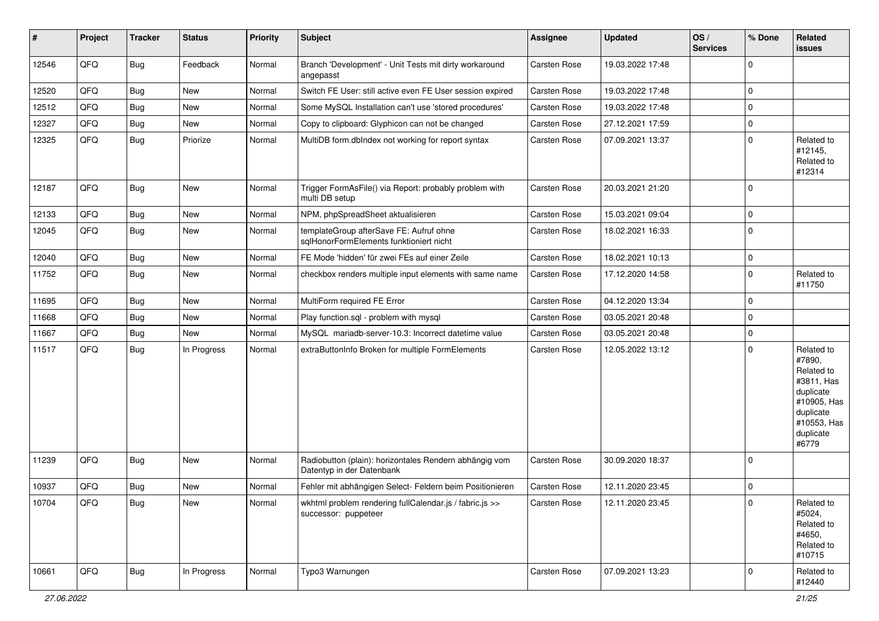| # | Project | Tracker | Status | Priority | Subject | Assignee | Updated | OS / Services | % Done | Related issues |
|---|---|---|---|---|---|---|---|---|---|---|
| 12546 | QFQ | Bug | Feedback | Normal | Branch 'Development' - Unit Tests mit dirty workaround angepasst | Carsten Rose | 19.03.2022 17:48 | | 0 | |
| 12520 | QFQ | Bug | New | Normal | Switch FE User: still active even FE User session expired | Carsten Rose | 19.03.2022 17:48 | | 0 | |
| 12512 | QFQ | Bug | New | Normal | Some MySQL Installation can't use 'stored procedures' | Carsten Rose | 19.03.2022 17:48 | | 0 | |
| 12327 | QFQ | Bug | New | Normal | Copy to clipboard: Glyphicon can not be changed | Carsten Rose | 27.12.2021 17:59 | | 0 | |
| 12325 | QFQ | Bug | Priorize | Normal | MultiDB form.dbIndex not working for report syntax | Carsten Rose | 07.09.2021 13:37 | | 0 | Related to #12145, Related to #12314 |
| 12187 | QFQ | Bug | New | Normal | Trigger FormAsFile() via Report: probably problem with multi DB setup | Carsten Rose | 20.03.2021 21:20 | | 0 | |
| 12133 | QFQ | Bug | New | Normal | NPM, phpSpreadSheet aktualisieren | Carsten Rose | 15.03.2021 09:04 | | 0 | |
| 12045 | QFQ | Bug | New | Normal | templateGroup afterSave FE: Aufruf ohne sqlHonorFormElements funktioniert nicht | Carsten Rose | 18.02.2021 16:33 | | 0 | |
| 12040 | QFQ | Bug | New | Normal | FE Mode 'hidden' für zwei FEs auf einer Zeile | Carsten Rose | 18.02.2021 10:13 | | 0 | |
| 11752 | QFQ | Bug | New | Normal | checkbox renders multiple input elements with same name | Carsten Rose | 17.12.2020 14:58 | | 0 | Related to #11750 |
| 11695 | QFQ | Bug | New | Normal | MultiForm required FE Error | Carsten Rose | 04.12.2020 13:34 | | 0 | |
| 11668 | QFQ | Bug | New | Normal | Play function.sql - problem with mysql | Carsten Rose | 03.05.2021 20:48 | | 0 | |
| 11667 | QFQ | Bug | New | Normal | MySQL mariadb-server-10.3: Incorrect datetime value | Carsten Rose | 03.05.2021 20:48 | | 0 | |
| 11517 | QFQ | Bug | In Progress | Normal | extraButtonInfo Broken for multiple FormElements | Carsten Rose | 12.05.2022 13:12 | | 0 | Related to #7890, Related to #3811, Has duplicate #10905, Has duplicate #10553, Has duplicate #6779 |
| 11239 | QFQ | Bug | New | Normal | Radiobutton (plain): horizontales Rendern abhängig vom Datentyp in der Datenbank | Carsten Rose | 30.09.2020 18:37 | | 0 | |
| 10937 | QFQ | Bug | New | Normal | Fehler mit abhängigen Select- Feldern beim Positionieren | Carsten Rose | 12.11.2020 23:45 | | 0 | |
| 10704 | QFQ | Bug | New | Normal | wkhtml problem rendering fullCalendar.js / fabric.js >> successor: puppeteer | Carsten Rose | 12.11.2020 23:45 | | 0 | Related to #5024, Related to #4650, Related to #10715 |
| 10661 | QFQ | Bug | In Progress | Normal | Typo3 Warnungen | Carsten Rose | 07.09.2021 13:23 | | 0 | Related to #12440 |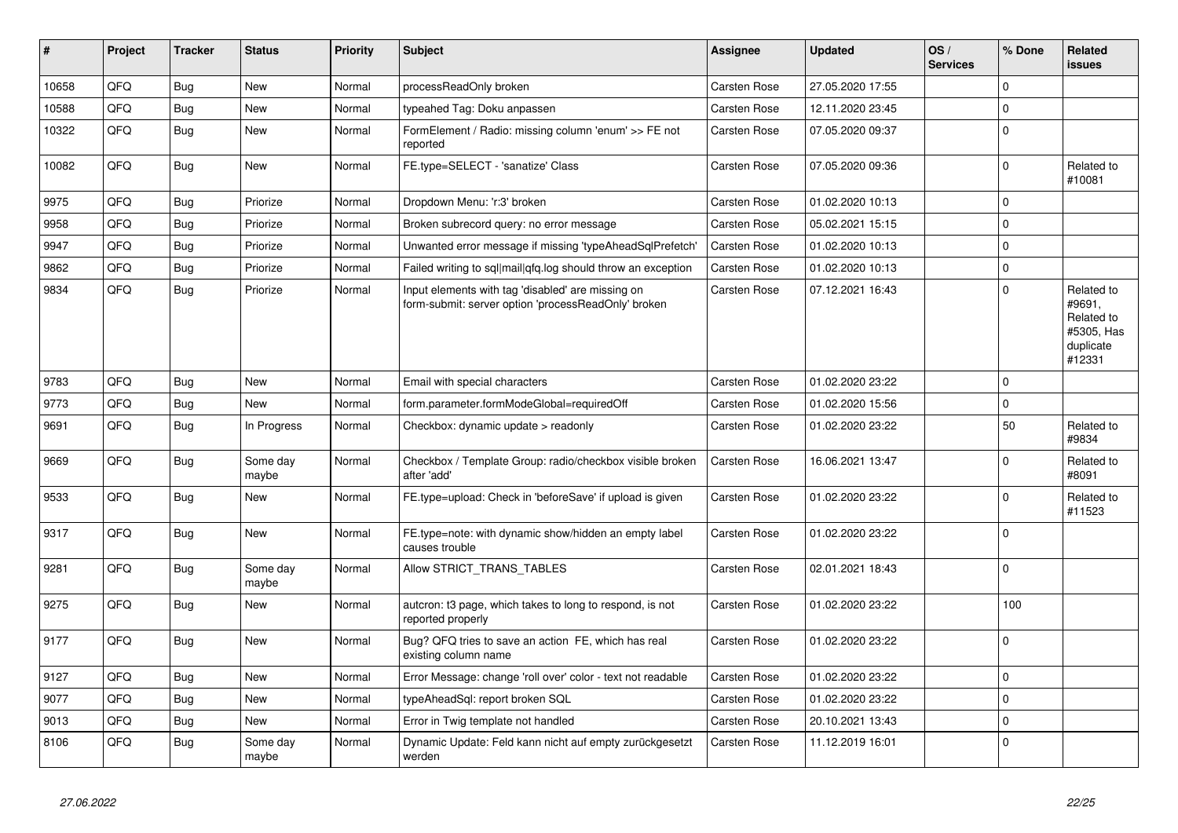| # | Project | Tracker | Status | Priority | Subject | Assignee | Updated | OS / Services | % Done | Related issues |
|---|---|---|---|---|---|---|---|---|---|---|
| 10658 | QFQ | Bug | New | Normal | processReadOnly broken | Carsten Rose | 27.05.2020 17:55 | | 0 | |
| 10588 | QFQ | Bug | New | Normal | typeahed Tag: Doku anpassen | Carsten Rose | 12.11.2020 23:45 | | 0 | |
| 10322 | QFQ | Bug | New | Normal | FormElement / Radio: missing column 'enum' >> FE not reported | Carsten Rose | 07.05.2020 09:37 | | 0 | |
| 10082 | QFQ | Bug | New | Normal | FE.type=SELECT - 'sanatize' Class | Carsten Rose | 07.05.2020 09:36 | | 0 | Related to #10081 |
| 9975 | QFQ | Bug | Priorize | Normal | Dropdown Menu: 'r:3' broken | Carsten Rose | 01.02.2020 10:13 | | 0 | |
| 9958 | QFQ | Bug | Priorize | Normal | Broken subrecord query: no error message | Carsten Rose | 05.02.2021 15:15 | | 0 | |
| 9947 | QFQ | Bug | Priorize | Normal | Unwanted error message if missing 'typeAheadSqlPrefetch' | Carsten Rose | 01.02.2020 10:13 | | 0 | |
| 9862 | QFQ | Bug | Priorize | Normal | Failed writing to sql\|mail\|qfq.log should throw an exception | Carsten Rose | 01.02.2020 10:13 | | 0 | |
| 9834 | QFQ | Bug | Priorize | Normal | Input elements with tag 'disabled' are missing on form-submit: server option 'processReadOnly' broken | Carsten Rose | 07.12.2021 16:43 | | 0 | Related to #9691, Related to #5305, Has duplicate #12331 |
| 9783 | QFQ | Bug | New | Normal | Email with special characters | Carsten Rose | 01.02.2020 23:22 | | 0 | |
| 9773 | QFQ | Bug | New | Normal | form.parameter.formModeGlobal=requiredOff | Carsten Rose | 01.02.2020 15:56 | | 0 | |
| 9691 | QFQ | Bug | In Progress | Normal | Checkbox: dynamic update > readonly | Carsten Rose | 01.02.2020 23:22 | | 50 | Related to #9834 |
| 9669 | QFQ | Bug | Some day maybe | Normal | Checkbox / Template Group: radio/checkbox visible broken after 'add' | Carsten Rose | 16.06.2021 13:47 | | 0 | Related to #8091 |
| 9533 | QFQ | Bug | New | Normal | FE.type=upload: Check in 'beforeSave' if upload is given | Carsten Rose | 01.02.2020 23:22 | | 0 | Related to #11523 |
| 9317 | QFQ | Bug | New | Normal | FE.type=note: with dynamic show/hidden an empty label causes trouble | Carsten Rose | 01.02.2020 23:22 | | 0 | |
| 9281 | QFQ | Bug | Some day maybe | Normal | Allow STRICT_TRANS_TABLES | Carsten Rose | 02.01.2021 18:43 | | 0 | |
| 9275 | QFQ | Bug | New | Normal | autcron: t3 page, which takes to long to respond, is not reported properly | Carsten Rose | 01.02.2020 23:22 | | 100 | |
| 9177 | QFQ | Bug | New | Normal | Bug? QFQ tries to save an action FE, which has real existing column name | Carsten Rose | 01.02.2020 23:22 | | 0 | |
| 9127 | QFQ | Bug | New | Normal | Error Message: change 'roll over' color - text not readable | Carsten Rose | 01.02.2020 23:22 | | 0 | |
| 9077 | QFQ | Bug | New | Normal | typeAheadSql: report broken SQL | Carsten Rose | 01.02.2020 23:22 | | 0 | |
| 9013 | QFQ | Bug | New | Normal | Error in Twig template not handled | Carsten Rose | 20.10.2021 13:43 | | 0 | |
| 8106 | QFQ | Bug | Some day maybe | Normal | Dynamic Update: Feld kann nicht auf empty zurückgesetzt werden | Carsten Rose | 11.12.2019 16:01 | | 0 | |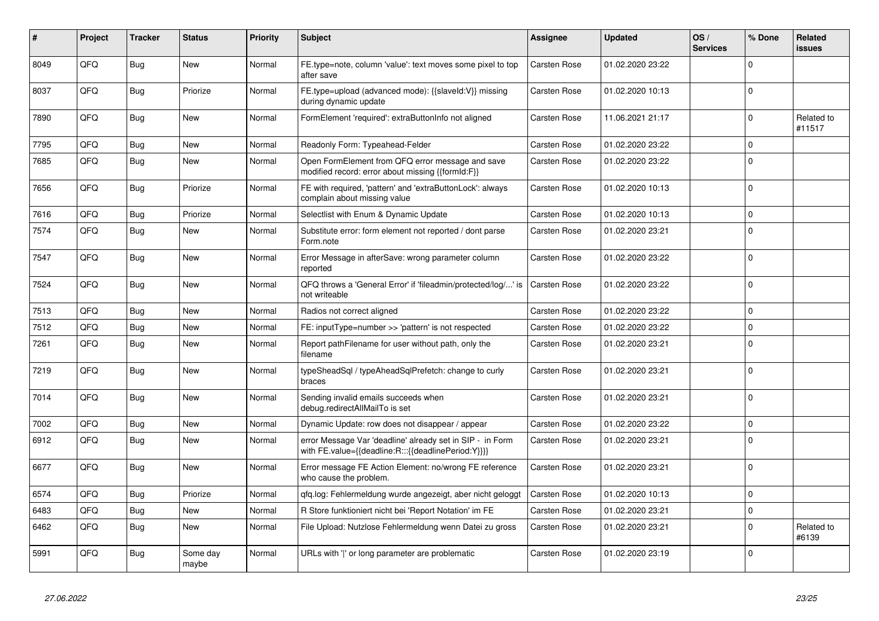| # | Project | Tracker | Status | Priority | Subject | Assignee | Updated | OS / Services | % Done | Related issues |
|---|---|---|---|---|---|---|---|---|---|---|
| 8049 | QFQ | Bug | New | Normal | FE.type=note, column 'value': text moves some pixel to top after save | Carsten Rose | 01.02.2020 23:22 | | 0 | |
| 8037 | QFQ | Bug | Priorize | Normal | FE.type=upload (advanced mode): {{slaveId:V}} missing during dynamic update | Carsten Rose | 01.02.2020 10:13 | | 0 | |
| 7890 | QFQ | Bug | New | Normal | FormElement 'required': extraButtonInfo not aligned | Carsten Rose | 11.06.2021 21:17 | | 0 | Related to #11517 |
| 7795 | QFQ | Bug | New | Normal | Readonly Form: Typeahead-Felder | Carsten Rose | 01.02.2020 23:22 | | 0 | |
| 7685 | QFQ | Bug | New | Normal | Open FormElement from QFQ error message and save modified record: error about missing {{formId:F}} | Carsten Rose | 01.02.2020 23:22 | | 0 | |
| 7656 | QFQ | Bug | Priorize | Normal | FE with required, 'pattern' and 'extraButtonLock': always complain about missing value | Carsten Rose | 01.02.2020 10:13 | | 0 | |
| 7616 | QFQ | Bug | Priorize | Normal | Selectlist with Enum & Dynamic Update | Carsten Rose | 01.02.2020 10:13 | | 0 | |
| 7574 | QFQ | Bug | New | Normal | Substitute error: form element not reported / dont parse Form.note | Carsten Rose | 01.02.2020 23:21 | | 0 | |
| 7547 | QFQ | Bug | New | Normal | Error Message in afterSave: wrong parameter column reported | Carsten Rose | 01.02.2020 23:22 | | 0 | |
| 7524 | QFQ | Bug | New | Normal | QFQ throws a 'General Error' if 'fileadmin/protected/log/...' is not writeable | Carsten Rose | 01.02.2020 23:22 | | 0 | |
| 7513 | QFQ | Bug | New | Normal | Radios not correct aligned | Carsten Rose | 01.02.2020 23:22 | | 0 | |
| 7512 | QFQ | Bug | New | Normal | FE: inputType=number >> 'pattern' is not respected | Carsten Rose | 01.02.2020 23:22 | | 0 | |
| 7261 | QFQ | Bug | New | Normal | Report pathFilename for user without path, only the filename | Carsten Rose | 01.02.2020 23:21 | | 0 | |
| 7219 | QFQ | Bug | New | Normal | typeSheadSql / typeAheadSqlPrefetch: change to curly braces | Carsten Rose | 01.02.2020 23:21 | | 0 | |
| 7014 | QFQ | Bug | New | Normal | Sending invalid emails succeeds when debug.redirectAllMailTo is set | Carsten Rose | 01.02.2020 23:21 | | 0 | |
| 7002 | QFQ | Bug | New | Normal | Dynamic Update: row does not disappear / appear | Carsten Rose | 01.02.2020 23:22 | | 0 | |
| 6912 | QFQ | Bug | New | Normal | error Message Var 'deadline' already set in SIP - in Form with FE.value={{deadline:R:::{{deadlinePeriod:Y}}}} | Carsten Rose | 01.02.2020 23:21 | | 0 | |
| 6677 | QFQ | Bug | New | Normal | Error message FE Action Element: no/wrong FE reference who cause the problem. | Carsten Rose | 01.02.2020 23:21 | | 0 | |
| 6574 | QFQ | Bug | Priorize | Normal | qfq.log: Fehlermeldung wurde angezeigt, aber nicht geloggt | Carsten Rose | 01.02.2020 10:13 | | 0 | |
| 6483 | QFQ | Bug | New | Normal | R Store funktioniert nicht bei 'Report Notation' im FE | Carsten Rose | 01.02.2020 23:21 | | 0 | |
| 6462 | QFQ | Bug | New | Normal | File Upload: Nutzlose Fehlermeldung wenn Datei zu gross | Carsten Rose | 01.02.2020 23:21 | | 0 | Related to #6139 |
| 5991 | QFQ | Bug | Some day maybe | Normal | URLs with '\|' or long parameter are problematic | Carsten Rose | 01.02.2020 23:19 | | 0 | |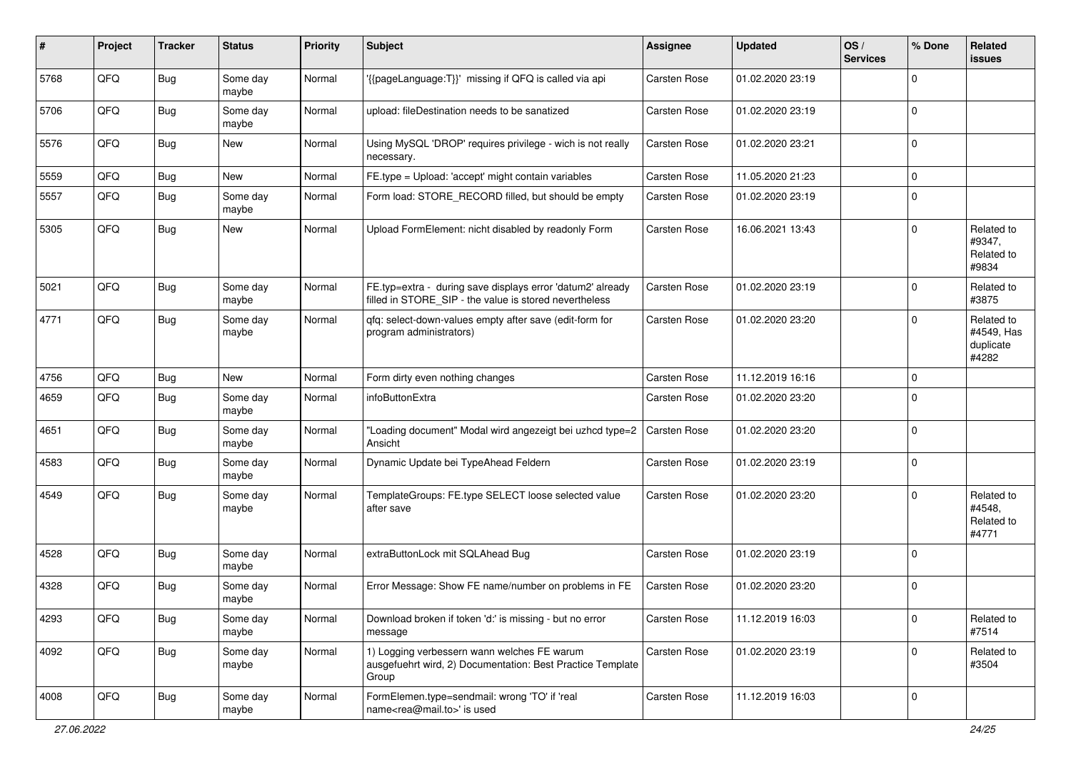| # | Project | Tracker | Status | Priority | Subject | Assignee | Updated | OS / Services | % Done | Related issues |
|---|---|---|---|---|---|---|---|---|---|---|
| 5768 | QFQ | Bug | Some day maybe | Normal | '{{pageLanguage:T}}' missing if QFQ is called via api | Carsten Rose | 01.02.2020 23:19 | | 0 | |
| 5706 | QFQ | Bug | Some day maybe | Normal | upload: fileDestination needs to be sanatized | Carsten Rose | 01.02.2020 23:19 | | 0 | |
| 5576 | QFQ | Bug | New | Normal | Using MySQL 'DROP' requires privilege - wich is not really necessary. | Carsten Rose | 01.02.2020 23:21 | | 0 | |
| 5559 | QFQ | Bug | New | Normal | FE.type = Upload: 'accept' might contain variables | Carsten Rose | 11.05.2020 21:23 | | 0 | |
| 5557 | QFQ | Bug | Some day maybe | Normal | Form load: STORE_RECORD filled, but should be empty | Carsten Rose | 01.02.2020 23:19 | | 0 | |
| 5305 | QFQ | Bug | New | Normal | Upload FormElement: nicht disabled by readonly Form | Carsten Rose | 16.06.2021 13:43 | | 0 | Related to #9347, Related to #9834 |
| 5021 | QFQ | Bug | Some day maybe | Normal | FE.typ=extra - during save displays error 'datum2' already filled in STORE_SIP - the value is stored nevertheless | Carsten Rose | 01.02.2020 23:19 | | 0 | Related to #3875 |
| 4771 | QFQ | Bug | Some day maybe | Normal | qfq: select-down-values empty after save (edit-form for program administrators) | Carsten Rose | 01.02.2020 23:20 | | 0 | Related to #4549, Has duplicate #4282 |
| 4756 | QFQ | Bug | New | Normal | Form dirty even nothing changes | Carsten Rose | 11.12.2019 16:16 | | 0 | |
| 4659 | QFQ | Bug | Some day maybe | Normal | infoButtonExtra | Carsten Rose | 01.02.2020 23:20 | | 0 | |
| 4651 | QFQ | Bug | Some day maybe | Normal | "Loading document" Modal wird angezeigt bei uzhcd type=2 Ansicht | Carsten Rose | 01.02.2020 23:20 | | 0 | |
| 4583 | QFQ | Bug | Some day maybe | Normal | Dynamic Update bei TypeAhead Feldern | Carsten Rose | 01.02.2020 23:19 | | 0 | |
| 4549 | QFQ | Bug | Some day maybe | Normal | TemplateGroups: FE.type SELECT loose selected value after save | Carsten Rose | 01.02.2020 23:20 | | 0 | Related to #4548, Related to #4771 |
| 4528 | QFQ | Bug | Some day maybe | Normal | extraButtonLock mit SQLAhead Bug | Carsten Rose | 01.02.2020 23:19 | | 0 | |
| 4328 | QFQ | Bug | Some day maybe | Normal | Error Message: Show FE name/number on problems in FE | Carsten Rose | 01.02.2020 23:20 | | 0 | |
| 4293 | QFQ | Bug | Some day maybe | Normal | Download broken if token 'd:' is missing - but no error message | Carsten Rose | 11.12.2019 16:03 | | 0 | Related to #7514 |
| 4092 | QFQ | Bug | Some day maybe | Normal | 1) Logging verbessern wann welches FE warum ausgefuehrt wird, 2) Documentation: Best Practice Template Group | Carsten Rose | 01.02.2020 23:19 | | 0 | Related to #3504 |
| 4008 | QFQ | Bug | Some day maybe | Normal | FormElemen.type=sendmail: wrong 'TO' if 'real name<rea@mail.to>' is used | Carsten Rose | 11.12.2019 16:03 | | 0 | |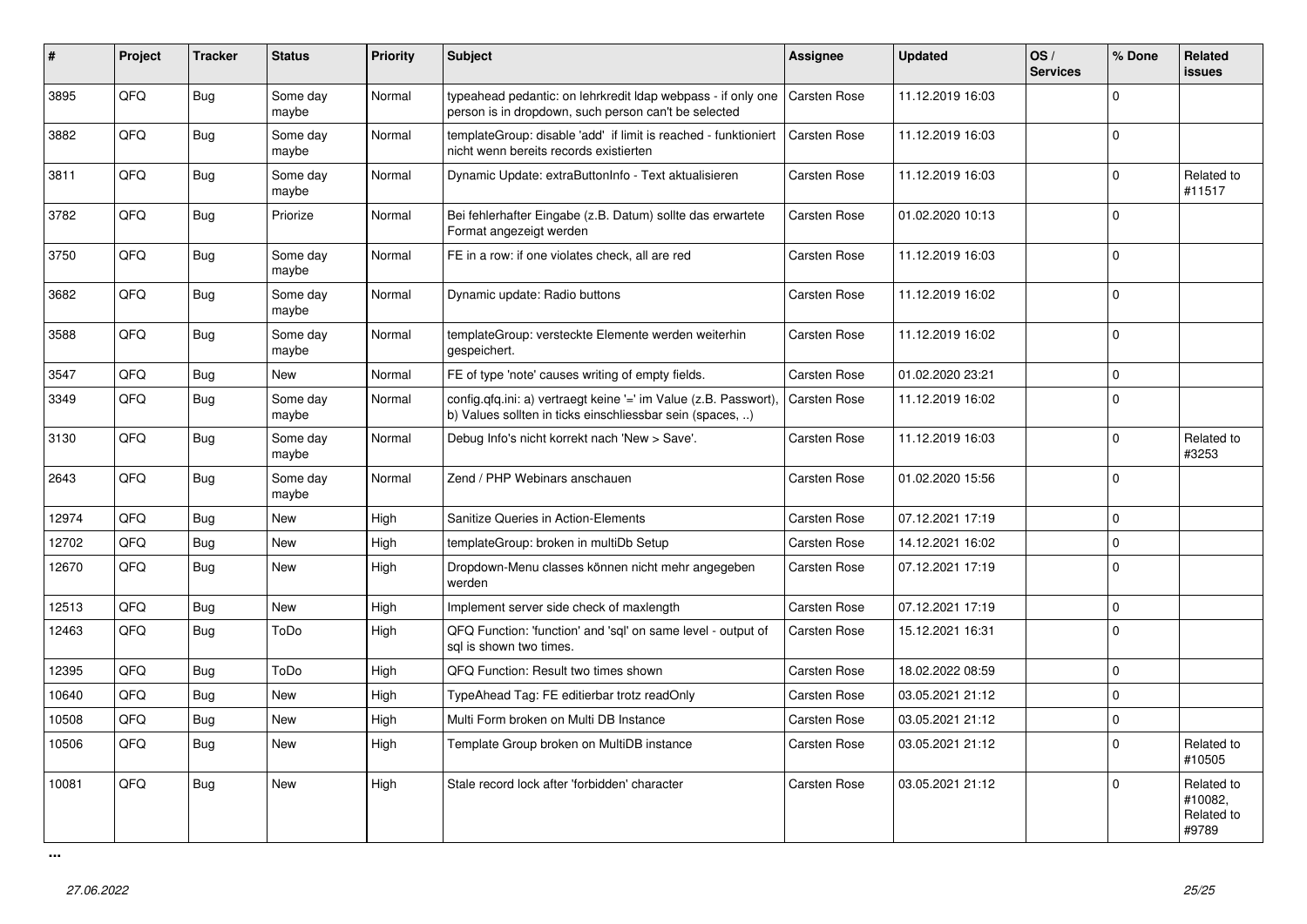| # | Project | Tracker | Status | Priority | Subject | Assignee | Updated | OS / Services | % Done | Related issues |
|---|---|---|---|---|---|---|---|---|---|---|
| 3895 | QFQ | Bug | Some day maybe | Normal | typeahead pedantic: on lehrkredit ldap webpass - if only one person is in dropdown, such person can't be selected | Carsten Rose | 11.12.2019 16:03 | | 0 | |
| 3882 | QFQ | Bug | Some day maybe | Normal | templateGroup: disable 'add' if limit is reached - funktioniert nicht wenn bereits records existierten | Carsten Rose | 11.12.2019 16:03 | | 0 | |
| 3811 | QFQ | Bug | Some day maybe | Normal | Dynamic Update: extraButtonInfo - Text aktualisieren | Carsten Rose | 11.12.2019 16:03 | | 0 | Related to #11517 |
| 3782 | QFQ | Bug | Priorize | Normal | Bei fehlerhafter Eingabe (z.B. Datum) sollte das erwartete Format angezeigt werden | Carsten Rose | 01.02.2020 10:13 | | 0 | |
| 3750 | QFQ | Bug | Some day maybe | Normal | FE in a row: if one violates check, all are red | Carsten Rose | 11.12.2019 16:03 | | 0 | |
| 3682 | QFQ | Bug | Some day maybe | Normal | Dynamic update: Radio buttons | Carsten Rose | 11.12.2019 16:02 | | 0 | |
| 3588 | QFQ | Bug | Some day maybe | Normal | templateGroup: versteckte Elemente werden weiterhin gespeichert. | Carsten Rose | 11.12.2019 16:02 | | 0 | |
| 3547 | QFQ | Bug | New | Normal | FE of type 'note' causes writing of empty fields. | Carsten Rose | 01.02.2020 23:21 | | 0 | |
| 3349 | QFQ | Bug | Some day maybe | Normal | config.qfq.ini: a) vertraegt keine '=' im Value (z.B. Passwort), b) Values sollten in ticks einschliessbar sein (spaces, ..) | Carsten Rose | 11.12.2019 16:02 | | 0 | |
| 3130 | QFQ | Bug | Some day maybe | Normal | Debug Info's nicht korrekt nach 'New > Save'. | Carsten Rose | 11.12.2019 16:03 | | 0 | Related to #3253 |
| 2643 | QFQ | Bug | Some day maybe | Normal | Zend / PHP Webinars anschauen | Carsten Rose | 01.02.2020 15:56 | | 0 | |
| 12974 | QFQ | Bug | New | High | Sanitize Queries in Action-Elements | Carsten Rose | 07.12.2021 17:19 | | 0 | |
| 12702 | QFQ | Bug | New | High | templateGroup: broken in multiDb Setup | Carsten Rose | 14.12.2021 16:02 | | 0 | |
| 12670 | QFQ | Bug | New | High | Dropdown-Menu classes können nicht mehr angegeben werden | Carsten Rose | 07.12.2021 17:19 | | 0 | |
| 12513 | QFQ | Bug | New | High | Implement server side check of maxlength | Carsten Rose | 07.12.2021 17:19 | | 0 | |
| 12463 | QFQ | Bug | ToDo | High | QFQ Function: 'function' and 'sql' on same level - output of sql is shown two times. | Carsten Rose | 15.12.2021 16:31 | | 0 | |
| 12395 | QFQ | Bug | ToDo | High | QFQ Function: Result two times shown | Carsten Rose | 18.02.2022 08:59 | | 0 | |
| 10640 | QFQ | Bug | New | High | TypeAhead Tag: FE editierbar trotz readOnly | Carsten Rose | 03.05.2021 21:12 | | 0 | |
| 10508 | QFQ | Bug | New | High | Multi Form broken on Multi DB Instance | Carsten Rose | 03.05.2021 21:12 | | 0 | |
| 10506 | QFQ | Bug | New | High | Template Group broken on MultiDB instance | Carsten Rose | 03.05.2021 21:12 | | 0 | Related to #10505 |
| 10081 | QFQ | Bug | New | High | Stale record lock after 'forbidden' character | Carsten Rose | 03.05.2021 21:12 | | 0 | Related to #10082, Related to #9789 |

...